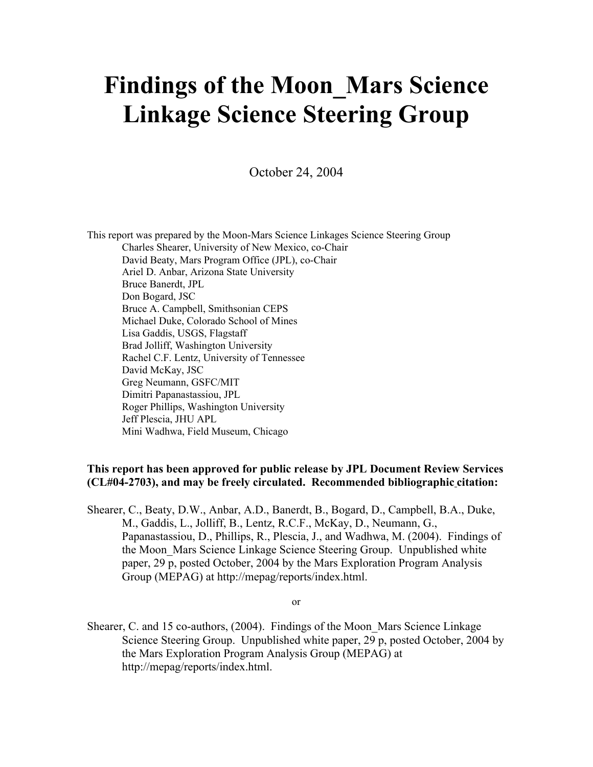# Findings of the Moon_Mars Science Linkage Science Steering Group

October 24, 2004

This report was prepared by the Moon-Mars Science Linkages Science Steering Group

- Charles Shearer, University of New Mexico, co-Chair
- David Beaty, Mars Program Office (JPL), co-Chair
- Ariel D. Anbar, Arizona State University
- Bruce Banerdt, JPL
- Don Bogard, JSC
- Bruce A. Campbell, Smithsonian CEPS
- Michael Duke, Colorado School of Mines
- Lisa Gaddis, USGS, Flagstaff
- Brad Jolliff, Washington University
- Rachel C.F. Lentz, University of Tennessee
- David McKay, JSC
- Greg Neumann, GSFC/MIT
- Dimitri Papanastassiou, JPL
- Roger Phillips, Washington University
- Jeff Plescia, JHU APL
- Mini Wadhwa, Field Museum, Chicago

**This report has been approved for public release by JPL Document Review Services (CL#04-2703), and may be freely circulated. Recommended bibliographic citation:**

Shearer, C., Beaty, D.W., Anbar, A.D., Banerdt, B., Bogard, D., Campbell, B.A., Duke, M., Gaddis, L., Jolliff, B., Lentz, R.C.F., McKay, D., Neumann, G., Papanastassiou, D., Phillips, R., Plescia, J., and Wadhwa, M. (2004). Findings of the Moon_Mars Science Linkage Science Steering Group. Unpublished white paper, 29 p, posted October, 2004 by the Mars Exploration Program Analysis Group (MEPAG) at http://mepag/reports/index.html.

or

Shearer, C. and 15 co-authors, (2004). Findings of the Moon_Mars Science Linkage Science Steering Group. Unpublished white paper, 29 p, posted October, 2004 by the Mars Exploration Program Analysis Group (MEPAG) at http://mepag/reports/index.html.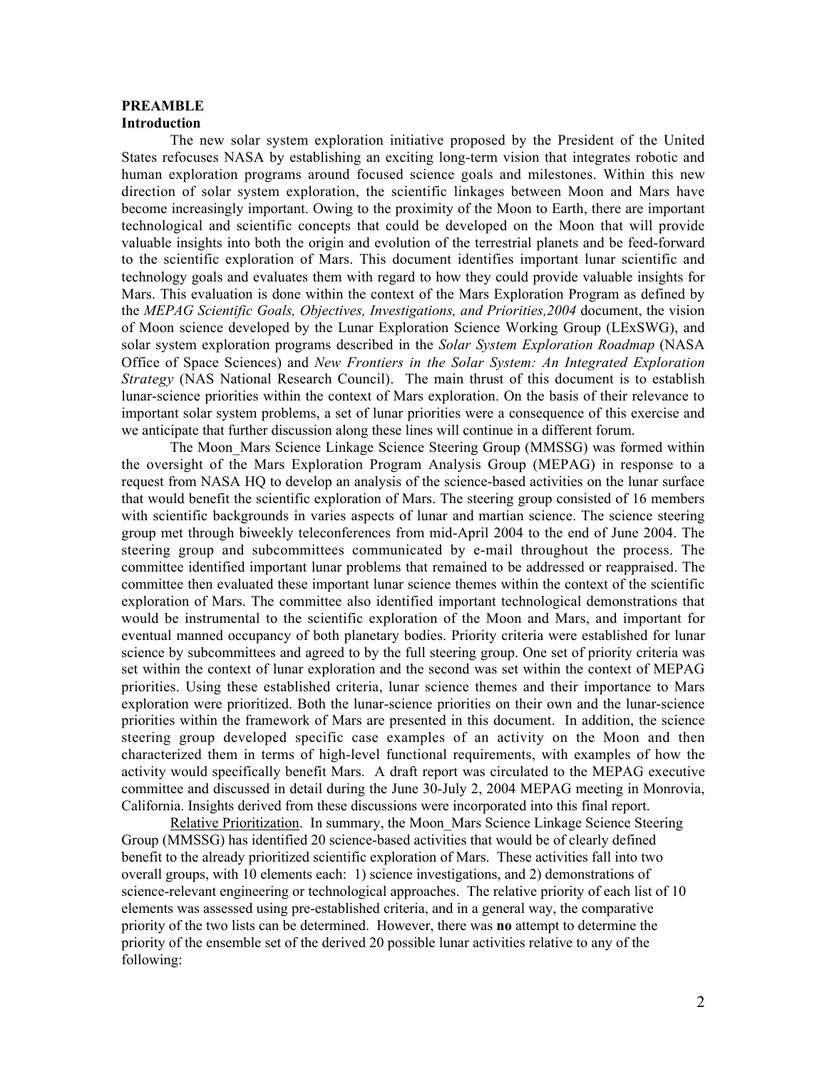**PREAMBLE**

**Introduction**

The new solar system exploration initiative proposed by the President of the United States refocuses NASA by establishing an exciting long-term vision that integrates robotic and human exploration programs around focused science goals and milestones. Within this new direction of solar system exploration, the scientific linkages between Moon and Mars have become increasingly important. Owing to the proximity of the Moon to Earth, there are important technological and scientific concepts that could be developed on the Moon that will provide valuable insights into both the origin and evolution of the terrestrial planets and be feed-forward to the scientific exploration of Mars. This document identifies important lunar scientific and technology goals and evaluates them with regard to how they could provide valuable insights for Mars. This evaluation is done within the context of the Mars Exploration Program as defined by the *MEPAG Scientific Goals, Objectives, Investigations, and Priorities,2004* document, the vision of Moon science developed by the Lunar Exploration Science Working Group (LExSWG), and solar system exploration programs described in the *Solar System Exploration Roadmap* (NASA Office of Space Sciences) and *New Frontiers in the Solar System: An Integrated Exploration Strategy* (NAS National Research Council). The main thrust of this document is to establish lunar-science priorities within the context of Mars exploration. On the basis of their relevance to important solar system problems, a set of lunar priorities were a consequence of this exercise and we anticipate that further discussion along these lines will continue in a different forum.

The Moon_Mars Science Linkage Science Steering Group (MMSSG) was formed within the oversight of the Mars Exploration Program Analysis Group (MEPAG) in response to a request from NASA HQ to develop an analysis of the science-based activities on the lunar surface that would benefit the scientific exploration of Mars. The steering group consisted of 16 members with scientific backgrounds in varies aspects of lunar and martian science. The science steering group met through biweekly teleconferences from mid-April 2004 to the end of June 2004. The steering group and subcommittees communicated by e-mail throughout the process. The committee identified important lunar problems that remained to be addressed or reappraised. The committee then evaluated these important lunar science themes within the context of the scientific exploration of Mars. The committee also identified important technological demonstrations that would be instrumental to the scientific exploration of the Moon and Mars, and important for eventual manned occupancy of both planetary bodies. Priority criteria were established for lunar science by subcommittees and agreed to by the full steering group. One set of priority criteria was set within the context of lunar exploration and the second was set within the context of MEPAG priorities. Using these established criteria, lunar science themes and their importance to Mars exploration were prioritized. Both the lunar-science priorities on their own and the lunar-science priorities within the framework of Mars are presented in this document. In addition, the science steering group developed specific case examples of an activity on the Moon and then characterized them in terms of high-level functional requirements, with examples of how the activity would specifically benefit Mars. A draft report was circulated to the MEPAG executive committee and discussed in detail during the June 30-July 2, 2004 MEPAG meeting in Monrovia, California. Insights derived from these discussions were incorporated into this final report.

Relative Prioritization. In summary, the Moon_Mars Science Linkage Science Steering Group (MMSSG) has identified 20 science-based activities that would be of clearly defined benefit to the already prioritized scientific exploration of Mars. These activities fall into two overall groups, with 10 elements each: 1) science investigations, and 2) demonstrations of science-relevant engineering or technological approaches. The relative priority of each list of 10 elements was assessed using pre-established criteria, and in a general way, the comparative priority of the two lists can be determined. However, there was **no** attempt to determine the priority of the ensemble set of the derived 20 possible lunar activities relative to any of the following: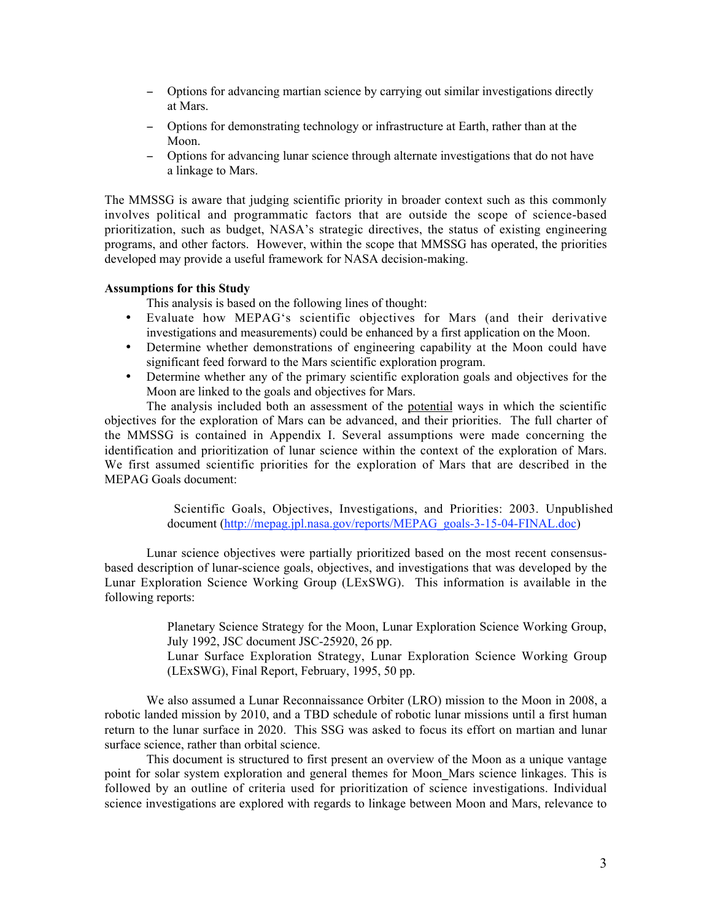- Options for advancing martian science by carrying out similar investigations directly at Mars.
- Options for demonstrating technology or infrastructure at Earth, rather than at the Moon.
- Options for advancing lunar science through alternate investigations that do not have a linkage to Mars.

The MMSSG is aware that judging scientific priority in broader context such as this commonly involves political and programmatic factors that are outside the scope of science-based prioritization, such as budget, NASA's strategic directives, the status of existing engineering programs, and other factors. However, within the scope that MMSSG has operated, the priorities developed may provide a useful framework for NASA decision-making.

**Assumptions for this Study**

This analysis is based on the following lines of thought:

- Evaluate how MEPAG's scientific objectives for Mars (and their derivative investigations and measurements) could be enhanced by a first application on the Moon.
- Determine whether demonstrations of engineering capability at the Moon could have significant feed forward to the Mars scientific exploration program.
- Determine whether any of the primary scientific exploration goals and objectives for the Moon are linked to the goals and objectives for Mars.

The analysis included both an assessment of the potential ways in which the scientific objectives for the exploration of Mars can be advanced, and their priorities. The full charter of the MMSSG is contained in Appendix I. Several assumptions were made concerning the identification and prioritization of lunar science within the context of the exploration of Mars. We first assumed scientific priorities for the exploration of Mars that are described in the MEPAG Goals document:

> Scientific Goals, Objectives, Investigations, and Priorities: 2003. Unpublished document (http://mepag.jpl.nasa.gov/reports/MEPAG_goals-3-15-04-FINAL.doc)

Lunar science objectives were partially prioritized based on the most recent consensus-based description of lunar-science goals, objectives, and investigations that was developed by the Lunar Exploration Science Working Group (LExSWG). This information is available in the following reports:

> Planetary Science Strategy for the Moon, Lunar Exploration Science Working Group, July 1992, JSC document JSC-25920, 26 pp.
>
> Lunar Surface Exploration Strategy, Lunar Exploration Science Working Group (LExSWG), Final Report, February, 1995, 50 pp.

We also assumed a Lunar Reconnaissance Orbiter (LRO) mission to the Moon in 2008, a robotic landed mission by 2010, and a TBD schedule of robotic lunar missions until a first human return to the lunar surface in 2020. This SSG was asked to focus its effort on martian and lunar surface science, rather than orbital science.

This document is structured to first present an overview of the Moon as a unique vantage point for solar system exploration and general themes for Moon_Mars science linkages. This is followed by an outline of criteria used for prioritization of science investigations. Individual science investigations are explored with regards to linkage between Moon and Mars, relevance to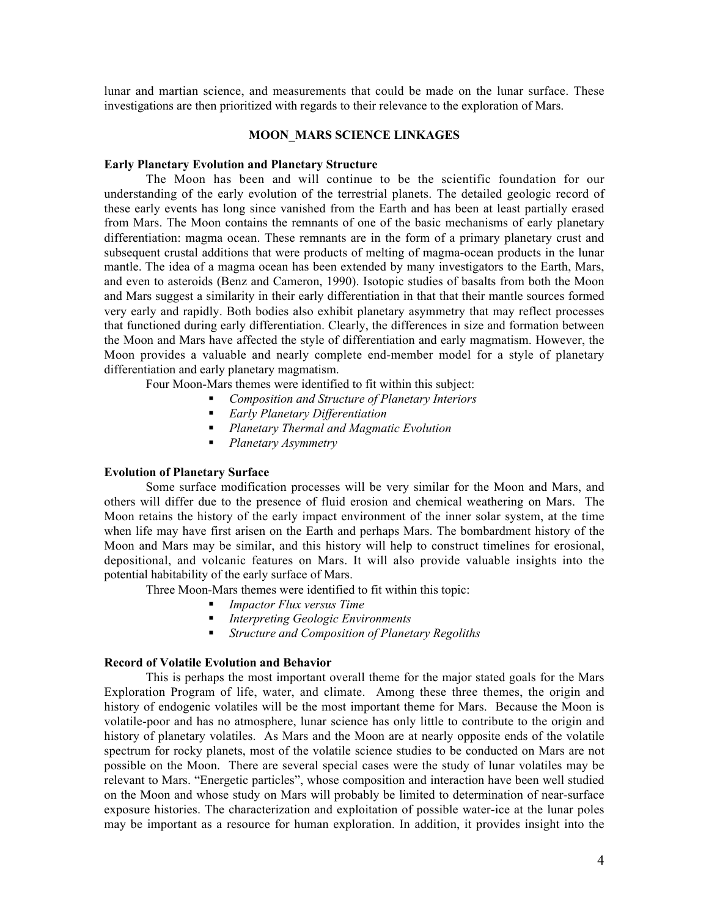lunar and martian science, and measurements that could be made on the lunar surface. These investigations are then prioritized with regards to their relevance to the exploration of Mars.

## MOON_MARS SCIENCE LINKAGES

### Early Planetary Evolution and Planetary Structure

The Moon has been and will continue to be the scientific foundation for our understanding of the early evolution of the terrestrial planets. The detailed geologic record of these early events has long since vanished from the Earth and has been at least partially erased from Mars. The Moon contains the remnants of one of the basic mechanisms of early planetary differentiation: magma ocean. These remnants are in the form of a primary planetary crust and subsequent crustal additions that were products of melting of magma-ocean products in the lunar mantle. The idea of a magma ocean has been extended by many investigators to the Earth, Mars, and even to asteroids (Benz and Cameron, 1990). Isotopic studies of basalts from both the Moon and Mars suggest a similarity in their early differentiation in that that their mantle sources formed very early and rapidly. Both bodies also exhibit planetary asymmetry that may reflect processes that functioned during early differentiation. Clearly, the differences in size and formation between the Moon and Mars have affected the style of differentiation and early magmatism. However, the Moon provides a valuable and nearly complete end-member model for a style of planetary differentiation and early planetary magmatism.

Four Moon-Mars themes were identified to fit within this subject:

- *Composition and Structure of Planetary Interiors*
- *Early Planetary Differentiation*
- *Planetary Thermal and Magmatic Evolution*
- *Planetary Asymmetry*

### Evolution of Planetary Surface

Some surface modification processes will be very similar for the Moon and Mars, and others will differ due to the presence of fluid erosion and chemical weathering on Mars. The Moon retains the history of the early impact environment of the inner solar system, at the time when life may have first arisen on the Earth and perhaps Mars. The bombardment history of the Moon and Mars may be similar, and this history will help to construct timelines for erosional, depositional, and volcanic features on Mars. It will also provide valuable insights into the potential habitability of the early surface of Mars.

Three Moon-Mars themes were identified to fit within this topic:

- *Impactor Flux versus Time*
- *Interpreting Geologic Environments*
- *Structure and Composition of Planetary Regoliths*

### Record of Volatile Evolution and Behavior

This is perhaps the most important overall theme for the major stated goals for the Mars Exploration Program of life, water, and climate. Among these three themes, the origin and history of endogenic volatiles will be the most important theme for Mars. Because the Moon is volatile-poor and has no atmosphere, lunar science has only little to contribute to the origin and history of planetary volatiles. As Mars and the Moon are at nearly opposite ends of the volatile spectrum for rocky planets, most of the volatile science studies to be conducted on Mars are not possible on the Moon. There are several special cases were the study of lunar volatiles may be relevant to Mars. "Energetic particles", whose composition and interaction have been well studied on the Moon and whose study on Mars will probably be limited to determination of near-surface exposure histories. The characterization and exploitation of possible water-ice at the lunar poles may be important as a resource for human exploration. In addition, it provides insight into the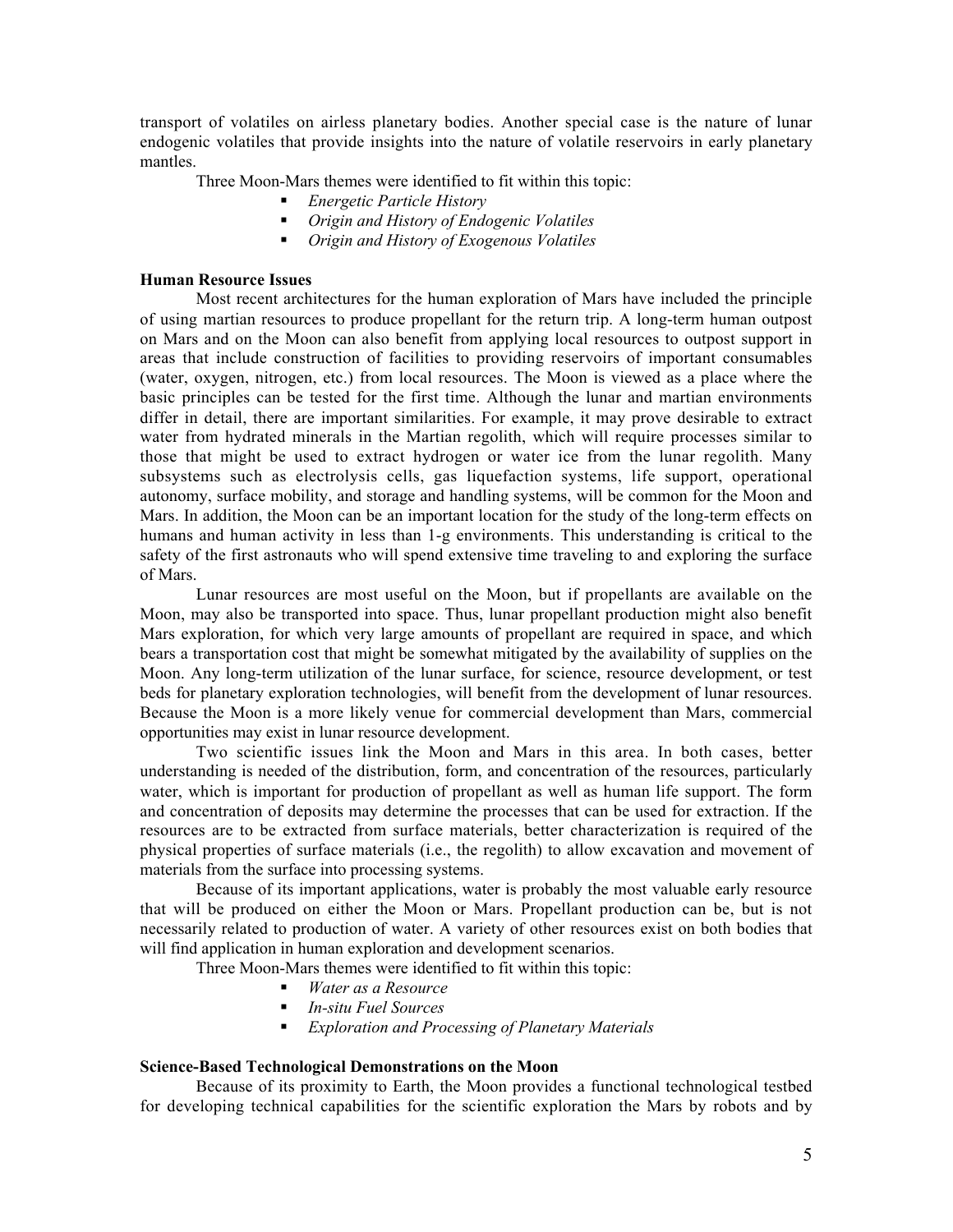transport of volatiles on airless planetary bodies. Another special case is the nature of lunar endogenic volatiles that provide insights into the nature of volatile reservoirs in early planetary mantles.

Three Moon-Mars themes were identified to fit within this topic:

- *Energetic Particle History*
- *Origin and History of Endogenic Volatiles*
- *Origin and History of Exogenous Volatiles*

**Human Resource Issues**

Most recent architectures for the human exploration of Mars have included the principle of using martian resources to produce propellant for the return trip. A long-term human outpost on Mars and on the Moon can also benefit from applying local resources to outpost support in areas that include construction of facilities to providing reservoirs of important consumables (water, oxygen, nitrogen, etc.) from local resources. The Moon is viewed as a place where the basic principles can be tested for the first time. Although the lunar and martian environments differ in detail, there are important similarities. For example, it may prove desirable to extract water from hydrated minerals in the Martian regolith, which will require processes similar to those that might be used to extract hydrogen or water ice from the lunar regolith. Many subsystems such as electrolysis cells, gas liquefaction systems, life support, operational autonomy, surface mobility, and storage and handling systems, will be common for the Moon and Mars. In addition, the Moon can be an important location for the study of the long-term effects on humans and human activity in less than 1-g environments. This understanding is critical to the safety of the first astronauts who will spend extensive time traveling to and exploring the surface of Mars.

Lunar resources are most useful on the Moon, but if propellants are available on the Moon, may also be transported into space. Thus, lunar propellant production might also benefit Mars exploration, for which very large amounts of propellant are required in space, and which bears a transportation cost that might be somewhat mitigated by the availability of supplies on the Moon. Any long-term utilization of the lunar surface, for science, resource development, or test beds for planetary exploration technologies, will benefit from the development of lunar resources. Because the Moon is a more likely venue for commercial development than Mars, commercial opportunities may exist in lunar resource development.

Two scientific issues link the Moon and Mars in this area. In both cases, better understanding is needed of the distribution, form, and concentration of the resources, particularly water, which is important for production of propellant as well as human life support. The form and concentration of deposits may determine the processes that can be used for extraction. If the resources are to be extracted from surface materials, better characterization is required of the physical properties of surface materials (i.e., the regolith) to allow excavation and movement of materials from the surface into processing systems.

Because of its important applications, water is probably the most valuable early resource that will be produced on either the Moon or Mars. Propellant production can be, but is not necessarily related to production of water. A variety of other resources exist on both bodies that will find application in human exploration and development scenarios.

Three Moon-Mars themes were identified to fit within this topic:

- *Water as a Resource*
- *In-situ Fuel Sources*
- *Exploration and Processing of Planetary Materials*

**Science-Based Technological Demonstrations on the Moon**

Because of its proximity to Earth, the Moon provides a functional technological testbed for developing technical capabilities for the scientific exploration the Mars by robots and by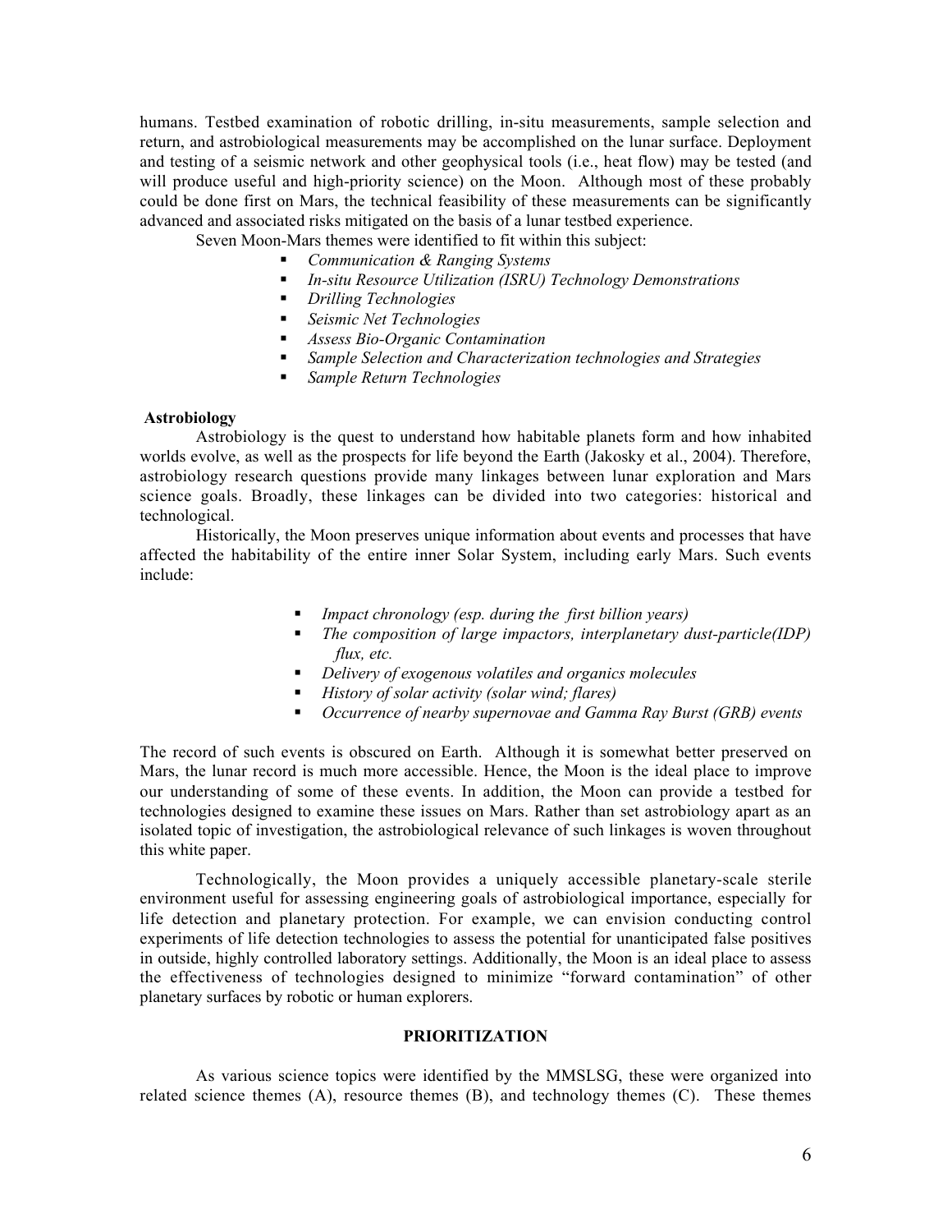humans. Testbed examination of robotic drilling, in-situ measurements, sample selection and return, and astrobiological measurements may be accomplished on the lunar surface. Deployment and testing of a seismic network and other geophysical tools (i.e., heat flow) may be tested (and will produce useful and high-priority science) on the Moon. Although most of these probably could be done first on Mars, the technical feasibility of these measurements can be significantly advanced and associated risks mitigated on the basis of a lunar testbed experience.

Seven Moon-Mars themes were identified to fit within this subject:

- *Communication & Ranging Systems*
- *In-situ Resource Utilization (ISRU) Technology Demonstrations*
- *Drilling Technologies*
- *Seismic Net Technologies*
- *Assess Bio-Organic Contamination*
- *Sample Selection and Characterization technologies and Strategies*
- *Sample Return Technologies*

**Astrobiology**

Astrobiology is the quest to understand how habitable planets form and how inhabited worlds evolve, as well as the prospects for life beyond the Earth (Jakosky et al., 2004). Therefore, astrobiology research questions provide many linkages between lunar exploration and Mars science goals. Broadly, these linkages can be divided into two categories: historical and technological.

Historically, the Moon preserves unique information about events and processes that have affected the habitability of the entire inner Solar System, including early Mars. Such events include:

- *Impact chronology (esp. during the first billion years)*
- *The composition of large impactors, interplanetary dust-particle(IDP) flux, etc.*
- *Delivery of exogenous volatiles and organics molecules*
- *History of solar activity (solar wind; flares)*
- *Occurrence of nearby supernovae and Gamma Ray Burst (GRB) events*

The record of such events is obscured on Earth. Although it is somewhat better preserved on Mars, the lunar record is much more accessible. Hence, the Moon is the ideal place to improve our understanding of some of these events. In addition, the Moon can provide a testbed for technologies designed to examine these issues on Mars. Rather than set astrobiology apart as an isolated topic of investigation, the astrobiological relevance of such linkages is woven throughout this white paper.

Technologically, the Moon provides a uniquely accessible planetary-scale sterile environment useful for assessing engineering goals of astrobiological importance, especially for life detection and planetary protection. For example, we can envision conducting control experiments of life detection technologies to assess the potential for unanticipated false positives in outside, highly controlled laboratory settings. Additionally, the Moon is an ideal place to assess the effectiveness of technologies designed to minimize "forward contamination" of other planetary surfaces by robotic or human explorers.

## PRIORITIZATION

As various science topics were identified by the MMSLSG, these were organized into related science themes (A), resource themes (B), and technology themes (C). These themes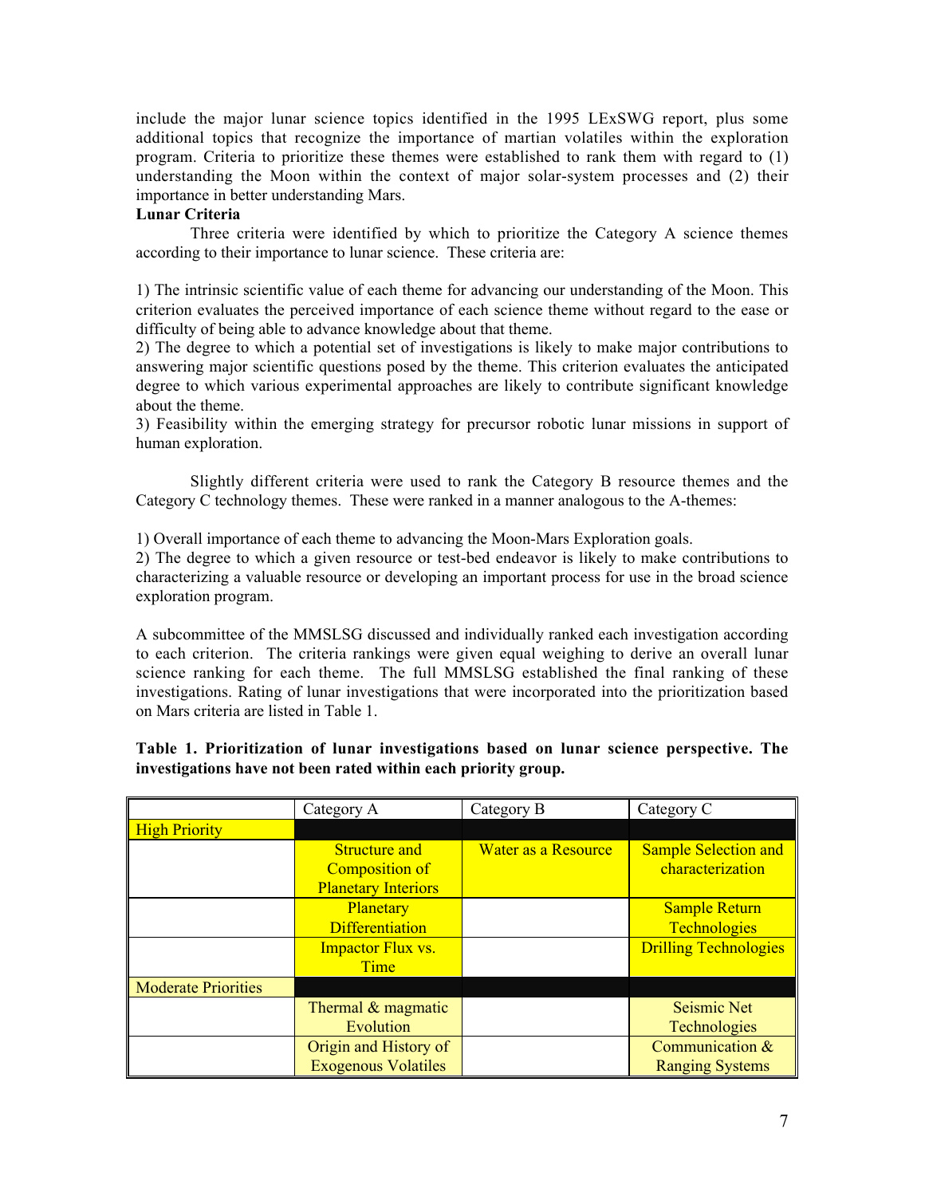include the major lunar science topics identified in the 1995 LExSWG report, plus some additional topics that recognize the importance of martian volatiles within the exploration program. Criteria to prioritize these themes were established to rank them with regard to (1) understanding the Moon within the context of major solar-system processes and (2) their importance in better understanding Mars.

**Lunar Criteria**

Three criteria were identified by which to prioritize the Category A science themes according to their importance to lunar science. These criteria are:

1) The intrinsic scientific value of each theme for advancing our understanding of the Moon. This criterion evaluates the perceived importance of each science theme without regard to the ease or difficulty of being able to advance knowledge about that theme.
2) The degree to which a potential set of investigations is likely to make major contributions to answering major scientific questions posed by the theme. This criterion evaluates the anticipated degree to which various experimental approaches are likely to contribute significant knowledge about the theme.
3) Feasibility within the emerging strategy for precursor robotic lunar missions in support of human exploration.

Slightly different criteria were used to rank the Category B resource themes and the Category C technology themes. These were ranked in a manner analogous to the A-themes:

1) Overall importance of each theme to advancing the Moon-Mars Exploration goals.
2) The degree to which a given resource or test-bed endeavor is likely to make contributions to characterizing a valuable resource or developing an important process for use in the broad science exploration program.

A subcommittee of the MMSLSG discussed and individually ranked each investigation according to each criterion. The criteria rankings were given equal weighing to derive an overall lunar science ranking for each theme. The full MMSLSG established the final ranking of these investigations. Rating of lunar investigations that were incorporated into the prioritization based on Mars criteria are listed in Table 1.

**Table 1. Prioritization of lunar investigations based on lunar science perspective. The investigations have not been rated within each priority group.**

| | Category A | Category B | Category C |
|---|---|---|---|
| High Priority | | | |
| | Structure and Composition of Planetary Interiors | Water as a Resource | Sample Selection and characterization |
| | Planetary Differentiation | | Sample Return Technologies |
| | Impactor Flux vs. Time | | Drilling Technologies |
| Moderate Priorities | | | |
| | Thermal & magmatic Evolution | | Seismic Net Technologies |
| | Origin and History of Exogenous Volatiles | | Communication & Ranging Systems |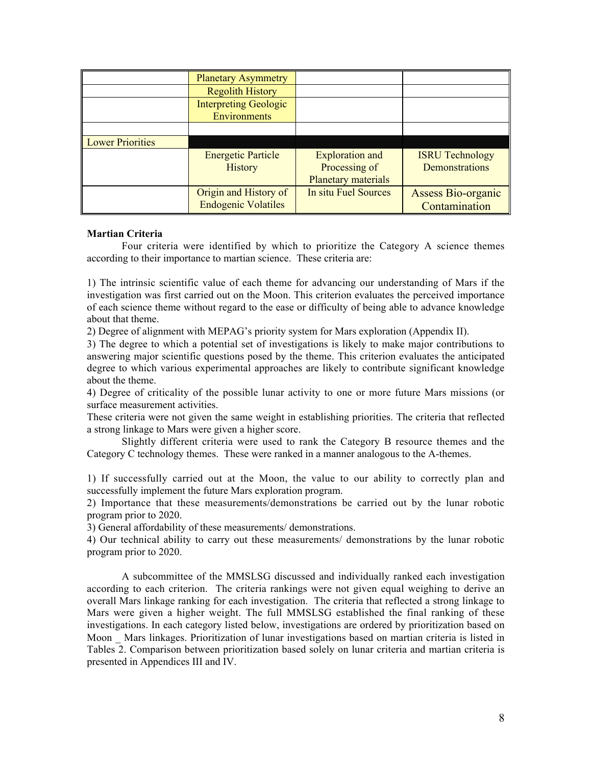| | | | |
|---|---|---|---|
| | Planetary Asymmetry | | |
| | Regolith History | | |
| | Interpreting Geologic Environments | | |
| | | | |
| Lower Priorities | | | |
| | Energetic Particle History | Exploration and Processing of Planetary materials | ISRU Technology Demonstrations |
| | Origin and History of Endogenic Volatiles | In situ Fuel Sources | Assess Bio-organic Contamination |

**Martian Criteria**

Four criteria were identified by which to prioritize the Category A science themes according to their importance to martian science. These criteria are:

1) The intrinsic scientific value of each theme for advancing our understanding of Mars if the investigation was first carried out on the Moon. This criterion evaluates the perceived importance of each science theme without regard to the ease or difficulty of being able to advance knowledge about that theme.
2) Degree of alignment with MEPAG's priority system for Mars exploration (Appendix II).
3) The degree to which a potential set of investigations is likely to make major contributions to answering major scientific questions posed by the theme. This criterion evaluates the anticipated degree to which various experimental approaches are likely to contribute significant knowledge about the theme.
4) Degree of criticality of the possible lunar activity to one or more future Mars missions (or surface measurement activities.
These criteria were not given the same weight in establishing priorities. The criteria that reflected a strong linkage to Mars were given a higher score.

Slightly different criteria were used to rank the Category B resource themes and the Category C technology themes. These were ranked in a manner analogous to the A-themes.

1) If successfully carried out at the Moon, the value to our ability to correctly plan and successfully implement the future Mars exploration program.
2) Importance that these measurements/demonstrations be carried out by the lunar robotic program prior to 2020.
3) General affordability of these measurements/ demonstrations.
4) Our technical ability to carry out these measurements/ demonstrations by the lunar robotic program prior to 2020.

A subcommittee of the MMSLSG discussed and individually ranked each investigation according to each criterion. The criteria rankings were not given equal weighing to derive an overall Mars linkage ranking for each investigation. The criteria that reflected a strong linkage to Mars were given a higher weight. The full MMSLSG established the final ranking of these investigations. In each category listed below, investigations are ordered by prioritization based on Moon _ Mars linkages. Prioritization of lunar investigations based on martian criteria is listed in Tables 2. Comparison between prioritization based solely on lunar criteria and martian criteria is presented in Appendices III and IV.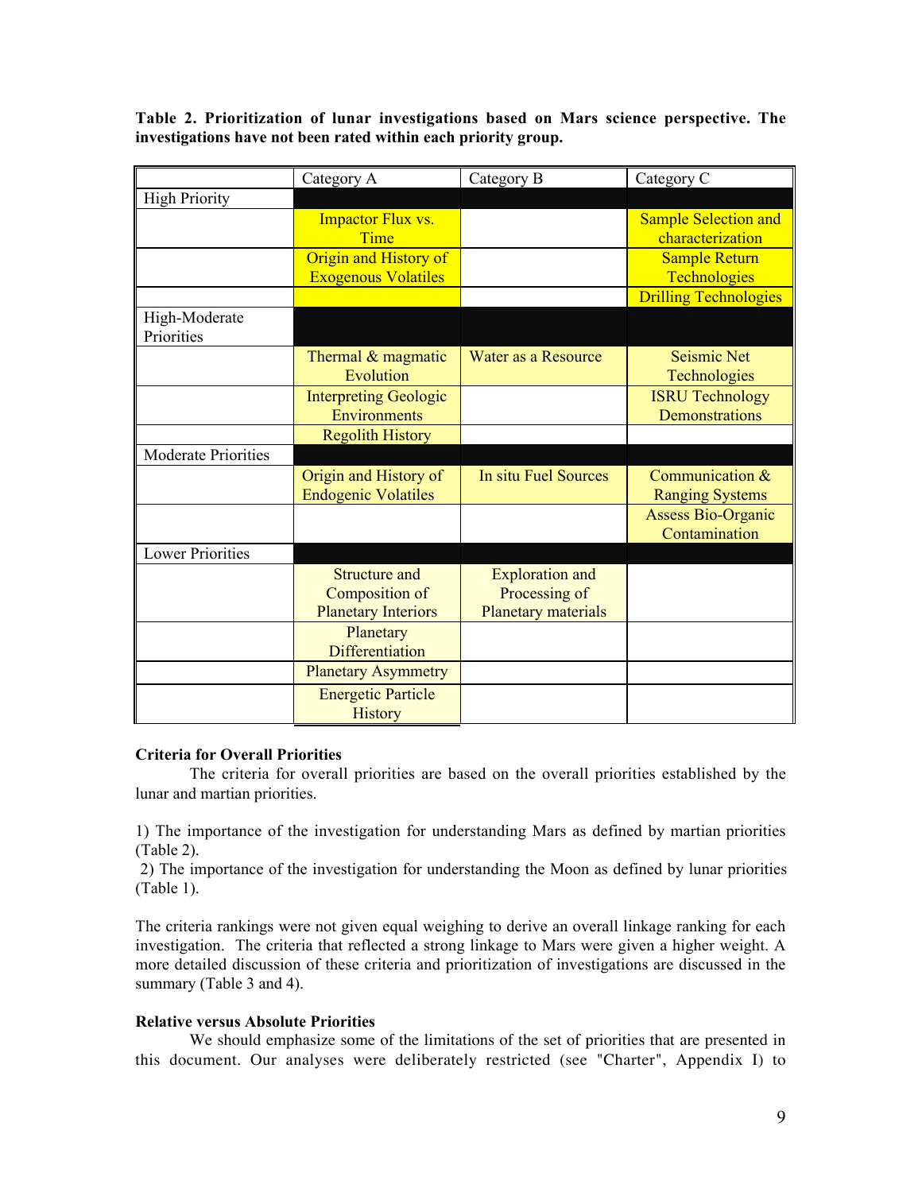**Table 2. Prioritization of lunar investigations based on Mars science perspective. The investigations have not been rated within each priority group.**

| | Category A | Category B | Category C |
|---|---|---|---|
| High Priority | | | |
| | Impactor Flux vs. Time | | Sample Selection and characterization |
| | Origin and History of Exogenous Volatiles | | Sample Return Technologies |
| | | | Drilling Technologies |
| High-Moderate Priorities | | | |
| | Thermal & magmatic Evolution | Water as a Resource | Seismic Net Technologies |
| | Interpreting Geologic Environments | | ISRU Technology Demonstrations |
| | Regolith History | | |
| Moderate Priorities | | | |
| | Origin and History of Endogenic Volatiles | In situ Fuel Sources | Communication & Ranging Systems |
| | | | Assess Bio-Organic Contamination |
| Lower Priorities | | | |
| | Structure and Composition of Planetary Interiors | Exploration and Processing of Planetary materials | |
| | Planetary Differentiation | | |
| | Planetary Asymmetry | | |
| | Energetic Particle History | | |

**Criteria for Overall Priorities**

The criteria for overall priorities are based on the overall priorities established by the lunar and martian priorities.

1) The importance of the investigation for understanding Mars as defined by martian priorities (Table 2).

2) The importance of the investigation for understanding the Moon as defined by lunar priorities (Table 1).

The criteria rankings were not given equal weighing to derive an overall linkage ranking for each investigation. The criteria that reflected a strong linkage to Mars were given a higher weight. A more detailed discussion of these criteria and prioritization of investigations are discussed in the summary (Table 3 and 4).

**Relative versus Absolute Priorities**

We should emphasize some of the limitations of the set of priorities that are presented in this document. Our analyses were deliberately restricted (see "Charter", Appendix I) to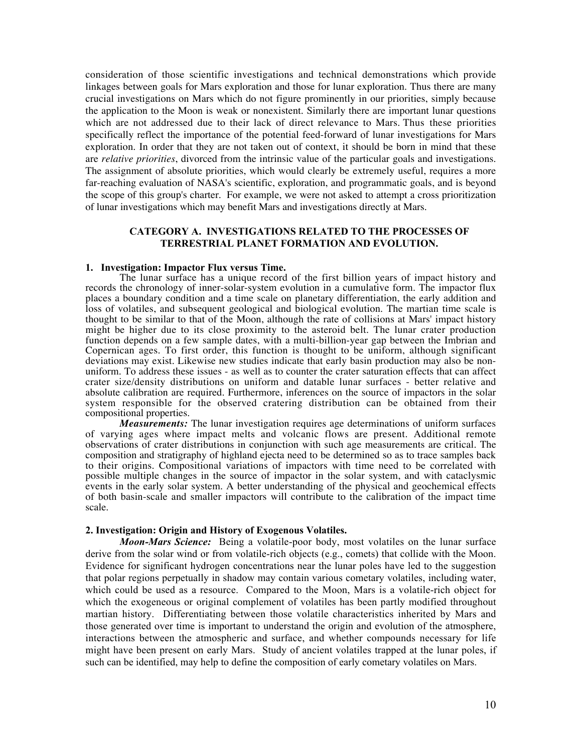consideration of those scientific investigations and technical demonstrations which provide linkages between goals for Mars exploration and those for lunar exploration. Thus there are many crucial investigations on Mars which do not figure prominently in our priorities, simply because the application to the Moon is weak or nonexistent. Similarly there are important lunar questions which are not addressed due to their lack of direct relevance to Mars. Thus these priorities specifically reflect the importance of the potential feed-forward of lunar investigations for Mars exploration. In order that they are not taken out of context, it should be born in mind that these are *relative priorities*, divorced from the intrinsic value of the particular goals and investigations. The assignment of absolute priorities, which would clearly be extremely useful, requires a more far-reaching evaluation of NASA's scientific, exploration, and programmatic goals, and is beyond the scope of this group's charter. For example, we were not asked to attempt a cross prioritization of lunar investigations which may benefit Mars and investigations directly at Mars.

## CATEGORY A. INVESTIGATIONS RELATED TO THE PROCESSES OF TERRESTRIAL PLANET FORMATION AND EVOLUTION.

### 1. Investigation: Impactor Flux versus Time.

The lunar surface has a unique record of the first billion years of impact history and records the chronology of inner-solar-system evolution in a cumulative form. The impactor flux places a boundary condition and a time scale on planetary differentiation, the early addition and loss of volatiles, and subsequent geological and biological evolution. The martian time scale is thought to be similar to that of the Moon, although the rate of collisions at Mars' impact history might be higher due to its close proximity to the asteroid belt. The lunar crater production function depends on a few sample dates, with a multi-billion-year gap between the Imbrian and Copernican ages. To first order, this function is thought to be uniform, although significant deviations may exist. Likewise new studies indicate that early basin production may also be non-uniform. To address these issues - as well as to counter the crater saturation effects that can affect crater size/density distributions on uniform and datable lunar surfaces - better relative and absolute calibration are required. Furthermore, inferences on the source of impactors in the solar system responsible for the observed cratering distribution can be obtained from their compositional properties.

***Measurements:*** The lunar investigation requires age determinations of uniform surfaces of varying ages where impact melts and volcanic flows are present. Additional remote observations of crater distributions in conjunction with such age measurements are critical. The composition and stratigraphy of highland ejecta need to be determined so as to trace samples back to their origins. Compositional variations of impactors with time need to be correlated with possible multiple changes in the source of impactor in the solar system, and with cataclysmic events in the early solar system. A better understanding of the physical and geochemical effects of both basin-scale and smaller impactors will contribute to the calibration of the impact time scale.

### 2. Investigation: Origin and History of Exogenous Volatiles.

***Moon-Mars Science:*** Being a volatile-poor body, most volatiles on the lunar surface derive from the solar wind or from volatile-rich objects (e.g., comets) that collide with the Moon. Evidence for significant hydrogen concentrations near the lunar poles have led to the suggestion that polar regions perpetually in shadow may contain various cometary volatiles, including water, which could be used as a resource. Compared to the Moon, Mars is a volatile-rich object for which the exogeneous or original complement of volatiles has been partly modified throughout martian history. Differentiating between those volatile characteristics inherited by Mars and those generated over time is important to understand the origin and evolution of the atmosphere, interactions between the atmospheric and surface, and whether compounds necessary for life might have been present on early Mars. Study of ancient volatiles trapped at the lunar poles, if such can be identified, may help to define the composition of early cometary volatiles on Mars.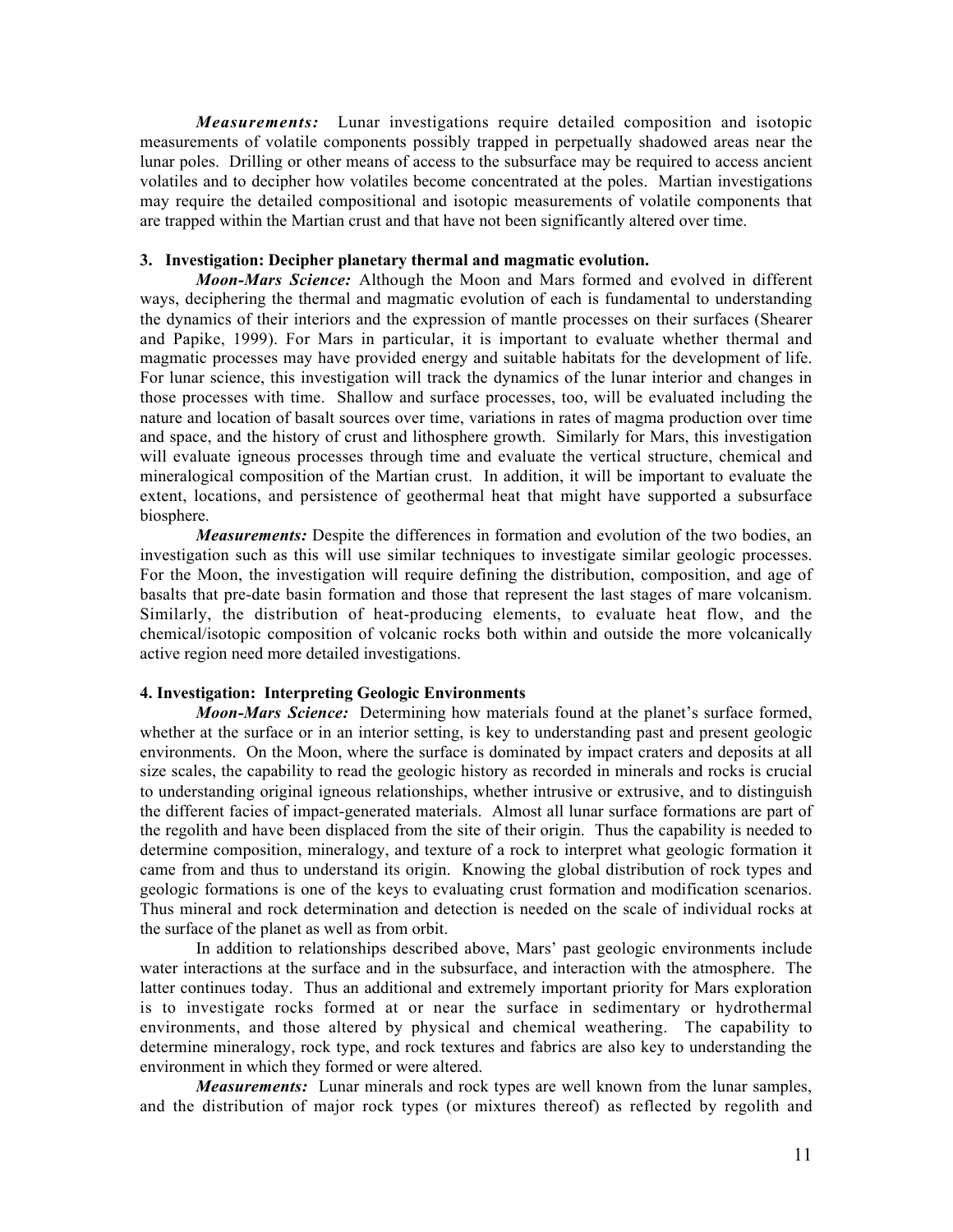*Measurements:* Lunar investigations require detailed composition and isotopic measurements of volatile components possibly trapped in perpetually shadowed areas near the lunar poles. Drilling or other means of access to the subsurface may be required to access ancient volatiles and to decipher how volatiles become concentrated at the poles. Martian investigations may require the detailed compositional and isotopic measurements of volatile components that are trapped within the Martian crust and that have not been significantly altered over time.

### 3. Investigation: Decipher planetary thermal and magmatic evolution.

*Moon-Mars Science:* Although the Moon and Mars formed and evolved in different ways, deciphering the thermal and magmatic evolution of each is fundamental to understanding the dynamics of their interiors and the expression of mantle processes on their surfaces (Shearer and Papike, 1999). For Mars in particular, it is important to evaluate whether thermal and magmatic processes may have provided energy and suitable habitats for the development of life. For lunar science, this investigation will track the dynamics of the lunar interior and changes in those processes with time. Shallow and surface processes, too, will be evaluated including the nature and location of basalt sources over time, variations in rates of magma production over time and space, and the history of crust and lithosphere growth. Similarly for Mars, this investigation will evaluate igneous processes through time and evaluate the vertical structure, chemical and mineralogical composition of the Martian crust. In addition, it will be important to evaluate the extent, locations, and persistence of geothermal heat that might have supported a subsurface biosphere.

*Measurements:* Despite the differences in formation and evolution of the two bodies, an investigation such as this will use similar techniques to investigate similar geologic processes. For the Moon, the investigation will require defining the distribution, composition, and age of basalts that pre-date basin formation and those that represent the last stages of mare volcanism. Similarly, the distribution of heat-producing elements, to evaluate heat flow, and the chemical/isotopic composition of volcanic rocks both within and outside the more volcanically active region need more detailed investigations.

### 4. Investigation: Interpreting Geologic Environments

*Moon-Mars Science:* Determining how materials found at the planet's surface formed, whether at the surface or in an interior setting, is key to understanding past and present geologic environments. On the Moon, where the surface is dominated by impact craters and deposits at all size scales, the capability to read the geologic history as recorded in minerals and rocks is crucial to understanding original igneous relationships, whether intrusive or extrusive, and to distinguish the different facies of impact-generated materials. Almost all lunar surface formations are part of the regolith and have been displaced from the site of their origin. Thus the capability is needed to determine composition, mineralogy, and texture of a rock to interpret what geologic formation it came from and thus to understand its origin. Knowing the global distribution of rock types and geologic formations is one of the keys to evaluating crust formation and modification scenarios. Thus mineral and rock determination and detection is needed on the scale of individual rocks at the surface of the planet as well as from orbit.

In addition to relationships described above, Mars' past geologic environments include water interactions at the surface and in the subsurface, and interaction with the atmosphere. The latter continues today. Thus an additional and extremely important priority for Mars exploration is to investigate rocks formed at or near the surface in sedimentary or hydrothermal environments, and those altered by physical and chemical weathering. The capability to determine mineralogy, rock type, and rock textures and fabrics are also key to understanding the environment in which they formed or were altered.

*Measurements:* Lunar minerals and rock types are well known from the lunar samples, and the distribution of major rock types (or mixtures thereof) as reflected by regolith and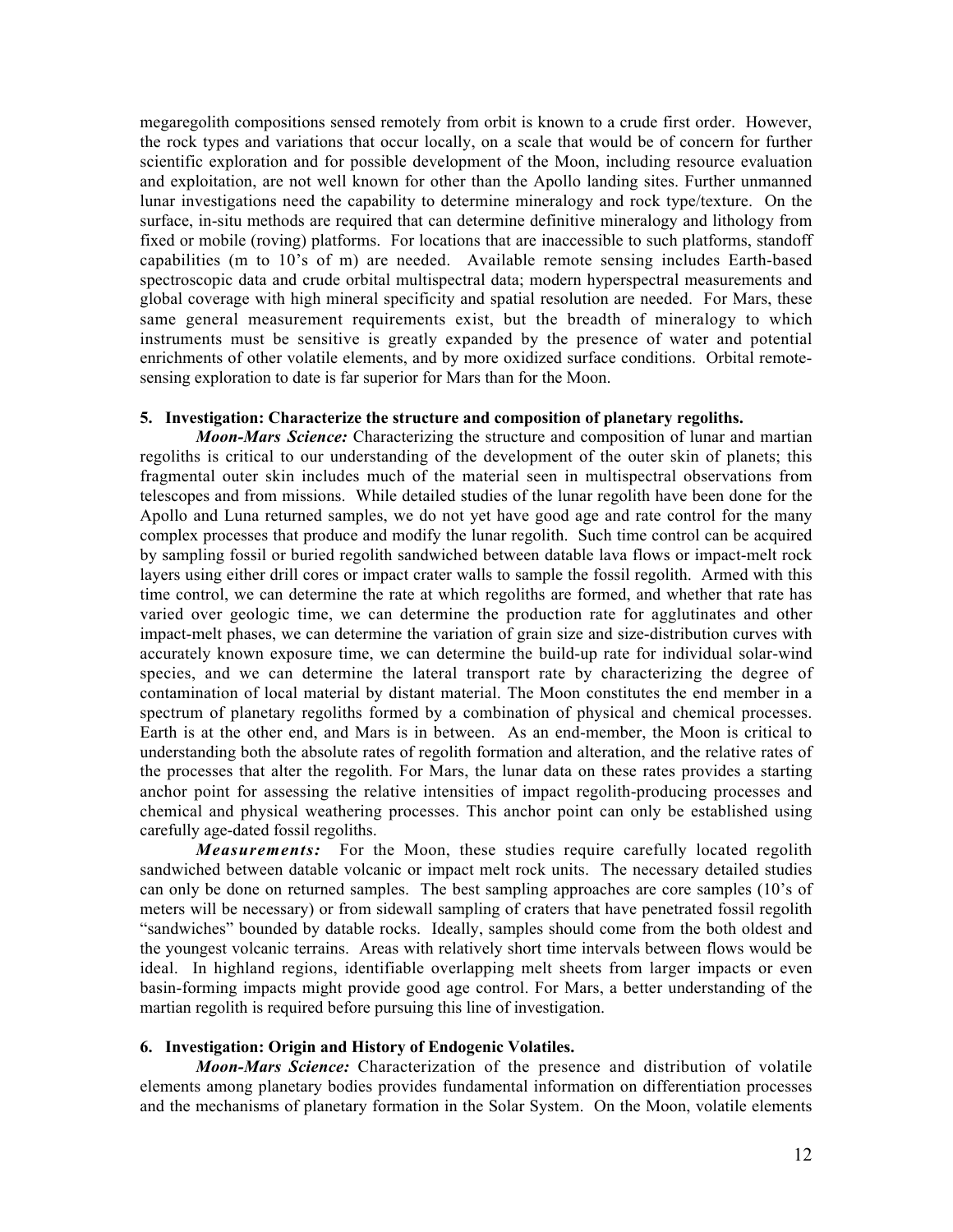megaregolith compositions sensed remotely from orbit is known to a crude first order. However, the rock types and variations that occur locally, on a scale that would be of concern for further scientific exploration and for possible development of the Moon, including resource evaluation and exploitation, are not well known for other than the Apollo landing sites. Further unmanned lunar investigations need the capability to determine mineralogy and rock type/texture. On the surface, in-situ methods are required that can determine definitive mineralogy and lithology from fixed or mobile (roving) platforms. For locations that are inaccessible to such platforms, standoff capabilities (m to 10's of m) are needed. Available remote sensing includes Earth-based spectroscopic data and crude orbital multispectral data; modern hyperspectral measurements and global coverage with high mineral specificity and spatial resolution are needed. For Mars, these same general measurement requirements exist, but the breadth of mineralogy to which instruments must be sensitive is greatly expanded by the presence of water and potential enrichments of other volatile elements, and by more oxidized surface conditions. Orbital remote-sensing exploration to date is far superior for Mars than for the Moon.

### 5. Investigation: Characterize the structure and composition of planetary regoliths.

***Moon-Mars Science:*** Characterizing the structure and composition of lunar and martian regoliths is critical to our understanding of the development of the outer skin of planets; this fragmental outer skin includes much of the material seen in multispectral observations from telescopes and from missions. While detailed studies of the lunar regolith have been done for the Apollo and Luna returned samples, we do not yet have good age and rate control for the many complex processes that produce and modify the lunar regolith. Such time control can be acquired by sampling fossil or buried regolith sandwiched between datable lava flows or impact-melt rock layers using either drill cores or impact crater walls to sample the fossil regolith. Armed with this time control, we can determine the rate at which regoliths are formed, and whether that rate has varied over geologic time, we can determine the production rate for agglutinates and other impact-melt phases, we can determine the variation of grain size and size-distribution curves with accurately known exposure time, we can determine the build-up rate for individual solar-wind species, and we can determine the lateral transport rate by characterizing the degree of contamination of local material by distant material. The Moon constitutes the end member in a spectrum of planetary regoliths formed by a combination of physical and chemical processes. Earth is at the other end, and Mars is in between. As an end-member, the Moon is critical to understanding both the absolute rates of regolith formation and alteration, and the relative rates of the processes that alter the regolith. For Mars, the lunar data on these rates provides a starting anchor point for assessing the relative intensities of impact regolith-producing processes and chemical and physical weathering processes. This anchor point can only be established using carefully age-dated fossil regoliths.

***Measurements:*** For the Moon, these studies require carefully located regolith sandwiched between datable volcanic or impact melt rock units. The necessary detailed studies can only be done on returned samples. The best sampling approaches are core samples (10's of meters will be necessary) or from sidewall sampling of craters that have penetrated fossil regolith "sandwiches" bounded by datable rocks. Ideally, samples should come from the both oldest and the youngest volcanic terrains. Areas with relatively short time intervals between flows would be ideal. In highland regions, identifiable overlapping melt sheets from larger impacts or even basin-forming impacts might provide good age control. For Mars, a better understanding of the martian regolith is required before pursuing this line of investigation.

### 6. Investigation: Origin and History of Endogenic Volatiles.

***Moon-Mars Science:*** Characterization of the presence and distribution of volatile elements among planetary bodies provides fundamental information on differentiation processes and the mechanisms of planetary formation in the Solar System. On the Moon, volatile elements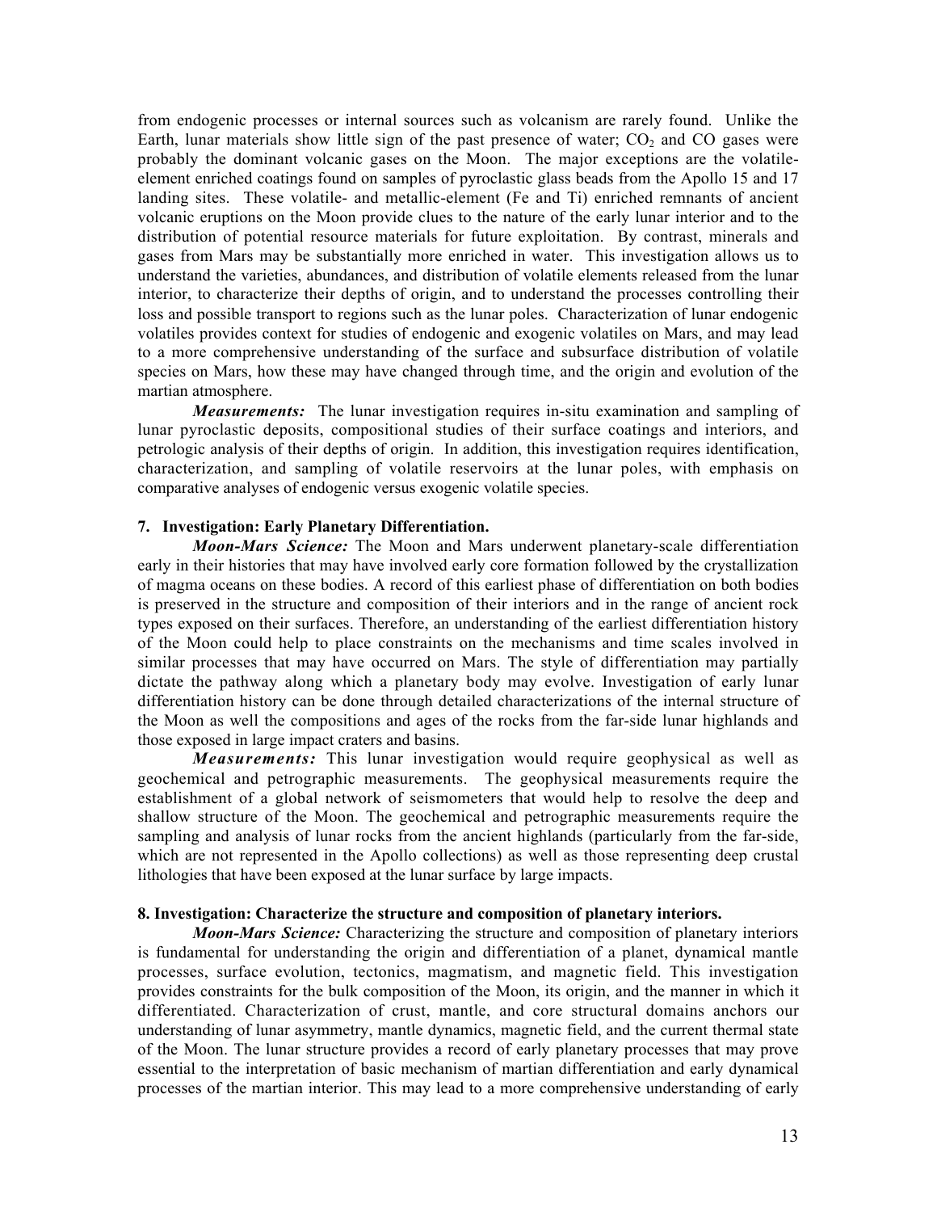from endogenic processes or internal sources such as volcanism are rarely found. Unlike the Earth, lunar materials show little sign of the past presence of water; $CO_2$ and CO gases were probably the dominant volcanic gases on the Moon. The major exceptions are the volatile-element enriched coatings found on samples of pyroclastic glass beads from the Apollo 15 and 17 landing sites. These volatile- and metallic-element (Fe and Ti) enriched remnants of ancient volcanic eruptions on the Moon provide clues to the nature of the early lunar interior and to the distribution of potential resource materials for future exploitation. By contrast, minerals and gases from Mars may be substantially more enriched in water. This investigation allows us to understand the varieties, abundances, and distribution of volatile elements released from the lunar interior, to characterize their depths of origin, and to understand the processes controlling their loss and possible transport to regions such as the lunar poles. Characterization of lunar endogenic volatiles provides context for studies of endogenic and exogenic volatiles on Mars, and may lead to a more comprehensive understanding of the surface and subsurface distribution of volatile species on Mars, how these may have changed through time, and the origin and evolution of the martian atmosphere.

***Measurements:*** The lunar investigation requires in-situ examination and sampling of lunar pyroclastic deposits, compositional studies of their surface coatings and interiors, and petrologic analysis of their depths of origin. In addition, this investigation requires identification, characterization, and sampling of volatile reservoirs at the lunar poles, with emphasis on comparative analyses of endogenic versus exogenic volatile species.

**7. Investigation: Early Planetary Differentiation.**

***Moon-Mars Science:*** The Moon and Mars underwent planetary-scale differentiation early in their histories that may have involved early core formation followed by the crystallization of magma oceans on these bodies. A record of this earliest phase of differentiation on both bodies is preserved in the structure and composition of their interiors and in the range of ancient rock types exposed on their surfaces. Therefore, an understanding of the earliest differentiation history of the Moon could help to place constraints on the mechanisms and time scales involved in similar processes that may have occurred on Mars. The style of differentiation may partially dictate the pathway along which a planetary body may evolve. Investigation of early lunar differentiation history can be done through detailed characterizations of the internal structure of the Moon as well the compositions and ages of the rocks from the far-side lunar highlands and those exposed in large impact craters and basins.

***Measurements:*** This lunar investigation would require geophysical as well as geochemical and petrographic measurements. The geophysical measurements require the establishment of a global network of seismometers that would help to resolve the deep and shallow structure of the Moon. The geochemical and petrographic measurements require the sampling and analysis of lunar rocks from the ancient highlands (particularly from the far-side, which are not represented in the Apollo collections) as well as those representing deep crustal lithologies that have been exposed at the lunar surface by large impacts.

**8. Investigation: Characterize the structure and composition of planetary interiors.**

***Moon-Mars Science:*** Characterizing the structure and composition of planetary interiors is fundamental for understanding the origin and differentiation of a planet, dynamical mantle processes, surface evolution, tectonics, magmatism, and magnetic field. This investigation provides constraints for the bulk composition of the Moon, its origin, and the manner in which it differentiated. Characterization of crust, mantle, and core structural domains anchors our understanding of lunar asymmetry, mantle dynamics, magnetic field, and the current thermal state of the Moon. The lunar structure provides a record of early planetary processes that may prove essential to the interpretation of basic mechanism of martian differentiation and early dynamical processes of the martian interior. This may lead to a more comprehensive understanding of early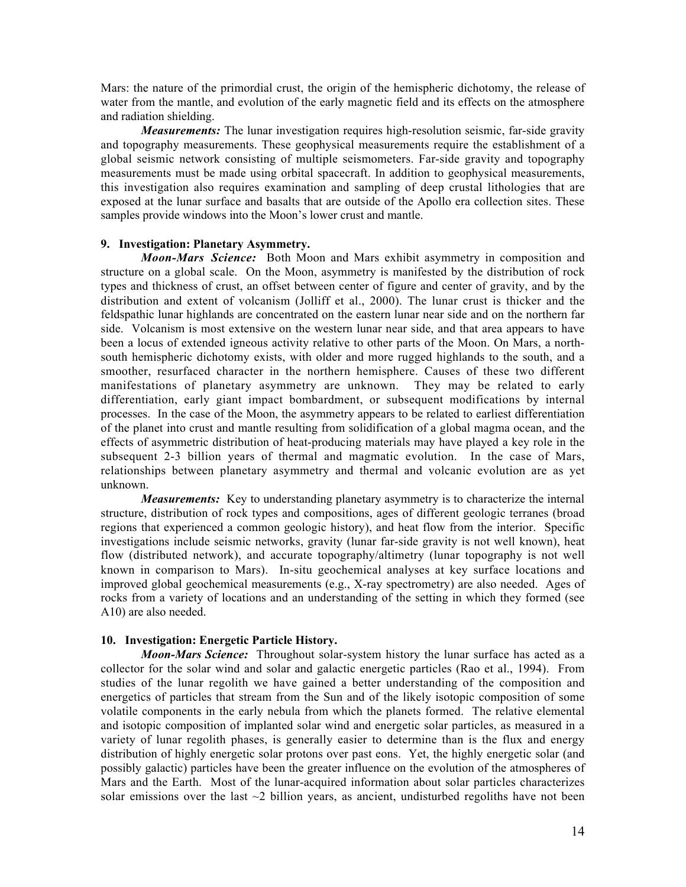Mars: the nature of the primordial crust, the origin of the hemispheric dichotomy, the release of water from the mantle, and evolution of the early magnetic field and its effects on the atmosphere and radiation shielding.

***Measurements:*** The lunar investigation requires high-resolution seismic, far-side gravity and topography measurements. These geophysical measurements require the establishment of a global seismic network consisting of multiple seismometers. Far-side gravity and topography measurements must be made using orbital spacecraft. In addition to geophysical measurements, this investigation also requires examination and sampling of deep crustal lithologies that are exposed at the lunar surface and basalts that are outside of the Apollo era collection sites. These samples provide windows into the Moon's lower crust and mantle.

**9. Investigation: Planetary Asymmetry.**

***Moon-Mars Science:*** Both Moon and Mars exhibit asymmetry in composition and structure on a global scale. On the Moon, asymmetry is manifested by the distribution of rock types and thickness of crust, an offset between center of figure and center of gravity, and by the distribution and extent of volcanism (Jolliff et al., 2000). The lunar crust is thicker and the feldspathic lunar highlands are concentrated on the eastern lunar near side and on the northern far side. Volcanism is most extensive on the western lunar near side, and that area appears to have been a locus of extended igneous activity relative to other parts of the Moon. On Mars, a north-south hemispheric dichotomy exists, with older and more rugged highlands to the south, and a smoother, resurfaced character in the northern hemisphere. Causes of these two different manifestations of planetary asymmetry are unknown. They may be related to early differentiation, early giant impact bombardment, or subsequent modifications by internal processes. In the case of the Moon, the asymmetry appears to be related to earliest differentiation of the planet into crust and mantle resulting from solidification of a global magma ocean, and the effects of asymmetric distribution of heat-producing materials may have played a key role in the subsequent 2-3 billion years of thermal and magmatic evolution. In the case of Mars, relationships between planetary asymmetry and thermal and volcanic evolution are as yet unknown.

***Measurements:*** Key to understanding planetary asymmetry is to characterize the internal structure, distribution of rock types and compositions, ages of different geologic terranes (broad regions that experienced a common geologic history), and heat flow from the interior. Specific investigations include seismic networks, gravity (lunar far-side gravity is not well known), heat flow (distributed network), and accurate topography/altimetry (lunar topography is not well known in comparison to Mars). In-situ geochemical analyses at key surface locations and improved global geochemical measurements (e.g., X-ray spectrometry) are also needed. Ages of rocks from a variety of locations and an understanding of the setting in which they formed (see A10) are also needed.

**10. Investigation: Energetic Particle History.**

***Moon-Mars Science:*** Throughout solar-system history the lunar surface has acted as a collector for the solar wind and solar and galactic energetic particles (Rao et al., 1994). From studies of the lunar regolith we have gained a better understanding of the composition and energetics of particles that stream from the Sun and of the likely isotopic composition of some volatile components in the early nebula from which the planets formed. The relative elemental and isotopic composition of implanted solar wind and energetic solar particles, as measured in a variety of lunar regolith phases, is generally easier to determine than is the flux and energy distribution of highly energetic solar protons over past eons. Yet, the highly energetic solar (and possibly galactic) particles have been the greater influence on the evolution of the atmospheres of Mars and the Earth. Most of the lunar-acquired information about solar particles characterizes solar emissions over the last ~2 billion years, as ancient, undisturbed regoliths have not been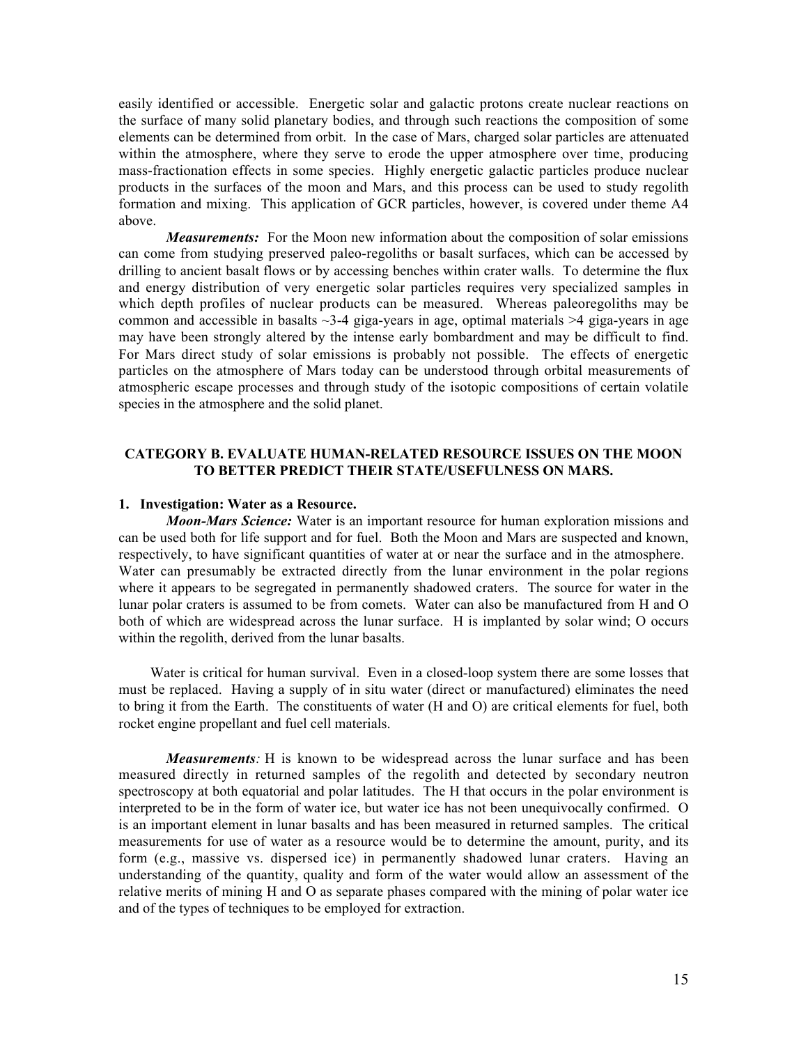easily identified or accessible. Energetic solar and galactic protons create nuclear reactions on the surface of many solid planetary bodies, and through such reactions the composition of some elements can be determined from orbit. In the case of Mars, charged solar particles are attenuated within the atmosphere, where they serve to erode the upper atmosphere over time, producing mass-fractionation effects in some species. Highly energetic galactic particles produce nuclear products in the surfaces of the moon and Mars, and this process can be used to study regolith formation and mixing. This application of GCR particles, however, is covered under theme A4 above.

***Measurements:*** For the Moon new information about the composition of solar emissions can come from studying preserved paleo-regoliths or basalt surfaces, which can be accessed by drilling to ancient basalt flows or by accessing benches within crater walls. To determine the flux and energy distribution of very energetic solar particles requires very specialized samples in which depth profiles of nuclear products can be measured. Whereas paleoregoliths may be common and accessible in basalts ~3-4 giga-years in age, optimal materials >4 giga-years in age may have been strongly altered by the intense early bombardment and may be difficult to find. For Mars direct study of solar emissions is probably not possible. The effects of energetic particles on the atmosphere of Mars today can be understood through orbital measurements of atmospheric escape processes and through study of the isotopic compositions of certain volatile species in the atmosphere and the solid planet.

## CATEGORY B. EVALUATE HUMAN-RELATED RESOURCE ISSUES ON THE MOON TO BETTER PREDICT THEIR STATE/USEFULNESS ON MARS.

### 1. Investigation: Water as a Resource.

***Moon-Mars Science:*** Water is an important resource for human exploration missions and can be used both for life support and for fuel. Both the Moon and Mars are suspected and known, respectively, to have significant quantities of water at or near the surface and in the atmosphere. Water can presumably be extracted directly from the lunar environment in the polar regions where it appears to be segregated in permanently shadowed craters. The source for water in the lunar polar craters is assumed to be from comets. Water can also be manufactured from H and O both of which are widespread across the lunar surface. H is implanted by solar wind; O occurs within the regolith, derived from the lunar basalts.

Water is critical for human survival. Even in a closed-loop system there are some losses that must be replaced. Having a supply of in situ water (direct or manufactured) eliminates the need to bring it from the Earth. The constituents of water (H and O) are critical elements for fuel, both rocket engine propellant and fuel cell materials.

***Measurements****:* H is known to be widespread across the lunar surface and has been measured directly in returned samples of the regolith and detected by secondary neutron spectroscopy at both equatorial and polar latitudes. The H that occurs in the polar environment is interpreted to be in the form of water ice, but water ice has not been unequivocally confirmed. O is an important element in lunar basalts and has been measured in returned samples. The critical measurements for use of water as a resource would be to determine the amount, purity, and its form (e.g., massive vs. dispersed ice) in permanently shadowed lunar craters. Having an understanding of the quantity, quality and form of the water would allow an assessment of the relative merits of mining H and O as separate phases compared with the mining of polar water ice and of the types of techniques to be employed for extraction.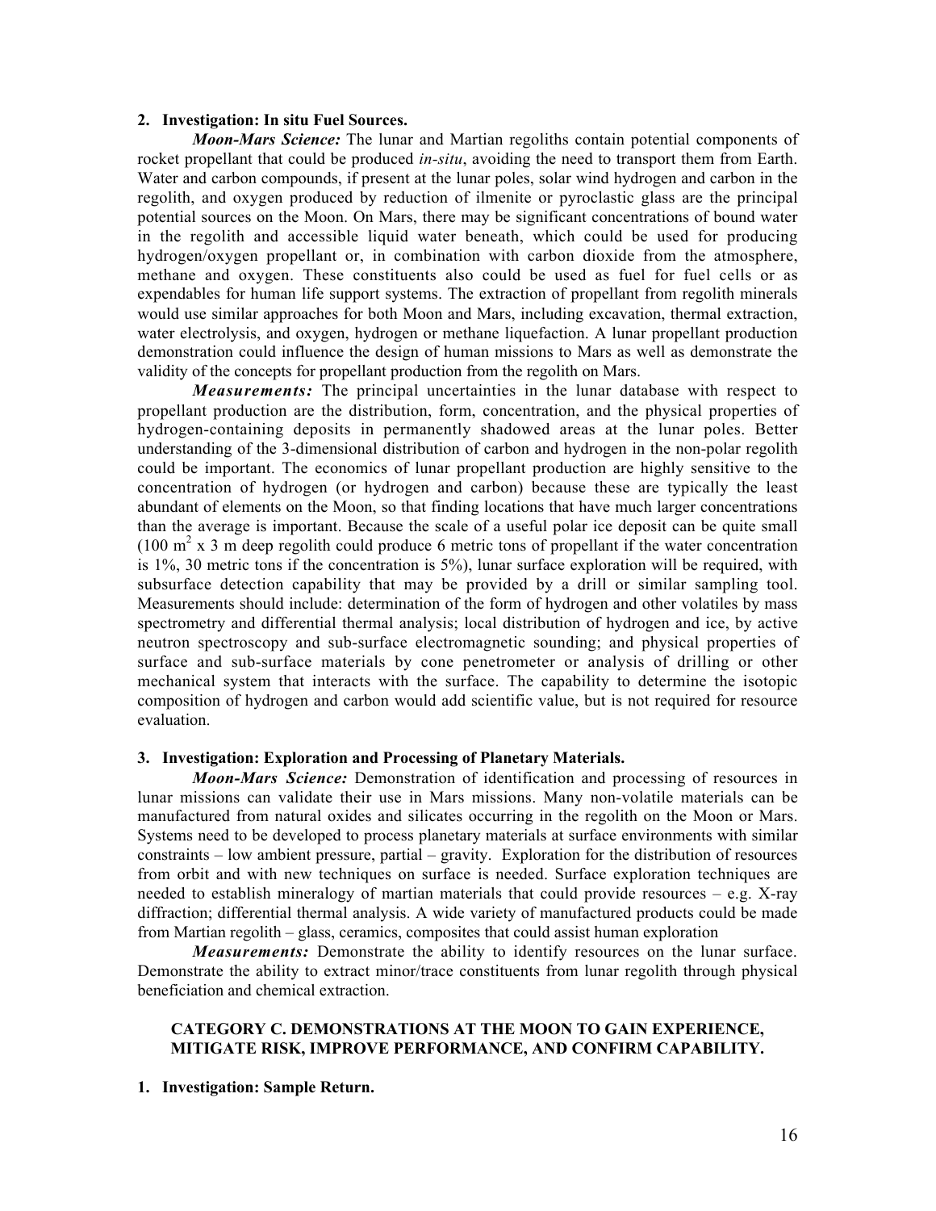### 2. Investigation: In situ Fuel Sources.

***Moon-Mars Science:*** The lunar and Martian regoliths contain potential components of rocket propellant that could be produced *in-situ*, avoiding the need to transport them from Earth. Water and carbon compounds, if present at the lunar poles, solar wind hydrogen and carbon in the regolith, and oxygen produced by reduction of ilmenite or pyroclastic glass are the principal potential sources on the Moon. On Mars, there may be significant concentrations of bound water in the regolith and accessible liquid water beneath, which could be used for producing hydrogen/oxygen propellant or, in combination with carbon dioxide from the atmosphere, methane and oxygen. These constituents also could be used as fuel for fuel cells or as expendables for human life support systems. The extraction of propellant from regolith minerals would use similar approaches for both Moon and Mars, including excavation, thermal extraction, water electrolysis, and oxygen, hydrogen or methane liquefaction. A lunar propellant production demonstration could influence the design of human missions to Mars as well as demonstrate the validity of the concepts for propellant production from the regolith on Mars.

***Measurements:*** The principal uncertainties in the lunar database with respect to propellant production are the distribution, form, concentration, and the physical properties of hydrogen-containing deposits in permanently shadowed areas at the lunar poles. Better understanding of the 3-dimensional distribution of carbon and hydrogen in the non-polar regolith could be important. The economics of lunar propellant production are highly sensitive to the concentration of hydrogen (or hydrogen and carbon) because these are typically the least abundant of elements on the Moon, so that finding locations that have much larger concentrations than the average is important. Because the scale of a useful polar ice deposit can be quite small (100 $m^2$ x 3 m deep regolith could produce 6 metric tons of propellant if the water concentration is 1%, 30 metric tons if the concentration is 5%), lunar surface exploration will be required, with subsurface detection capability that may be provided by a drill or similar sampling tool. Measurements should include: determination of the form of hydrogen and other volatiles by mass spectrometry and differential thermal analysis; local distribution of hydrogen and ice, by active neutron spectroscopy and sub-surface electromagnetic sounding; and physical properties of surface and sub-surface materials by cone penetrometer or analysis of drilling or other mechanical system that interacts with the surface. The capability to determine the isotopic composition of hydrogen and carbon would add scientific value, but is not required for resource evaluation.

### 3. Investigation: Exploration and Processing of Planetary Materials.

***Moon-Mars Science:*** Demonstration of identification and processing of resources in lunar missions can validate their use in Mars missions. Many non-volatile materials can be manufactured from natural oxides and silicates occurring in the regolith on the Moon or Mars. Systems need to be developed to process planetary materials at surface environments with similar constraints – low ambient pressure, partial – gravity. Exploration for the distribution of resources from orbit and with new techniques on surface is needed. Surface exploration techniques are needed to establish mineralogy of martian materials that could provide resources – e.g. X-ray diffraction; differential thermal analysis. A wide variety of manufactured products could be made from Martian regolith – glass, ceramics, composites that could assist human exploration

***Measurements:*** Demonstrate the ability to identify resources on the lunar surface. Demonstrate the ability to extract minor/trace constituents from lunar regolith through physical beneficiation and chemical extraction.

## CATEGORY C. DEMONSTRATIONS AT THE MOON TO GAIN EXPERIENCE, MITIGATE RISK, IMPROVE PERFORMANCE, AND CONFIRM CAPABILITY.

### 1. Investigation: Sample Return.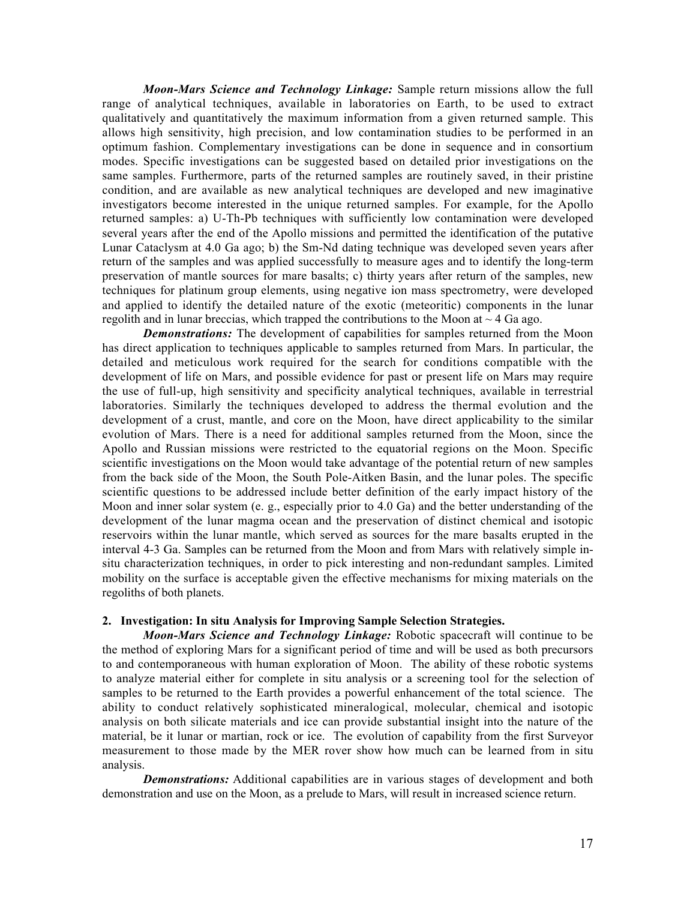***Moon-Mars Science and Technology Linkage:*** Sample return missions allow the full range of analytical techniques, available in laboratories on Earth, to be used to extract qualitatively and quantitatively the maximum information from a given returned sample. This allows high sensitivity, high precision, and low contamination studies to be performed in an optimum fashion. Complementary investigations can be done in sequence and in consortium modes. Specific investigations can be suggested based on detailed prior investigations on the same samples. Furthermore, parts of the returned samples are routinely saved, in their pristine condition, and are available as new analytical techniques are developed and new imaginative investigators become interested in the unique returned samples. For example, for the Apollo returned samples: a) U-Th-Pb techniques with sufficiently low contamination were developed several years after the end of the Apollo missions and permitted the identification of the putative Lunar Cataclysm at 4.0 Ga ago; b) the Sm-Nd dating technique was developed seven years after return of the samples and was applied successfully to measure ages and to identify the long-term preservation of mantle sources for mare basalts; c) thirty years after return of the samples, new techniques for platinum group elements, using negative ion mass spectrometry, were developed and applied to identify the detailed nature of the exotic (meteoritic) components in the lunar regolith and in lunar breccias, which trapped the contributions to the Moon at ~ 4 Ga ago.

***Demonstrations:*** The development of capabilities for samples returned from the Moon has direct application to techniques applicable to samples returned from Mars. In particular, the detailed and meticulous work required for the search for conditions compatible with the development of life on Mars, and possible evidence for past or present life on Mars may require the use of full-up, high sensitivity and specificity analytical techniques, available in terrestrial laboratories. Similarly the techniques developed to address the thermal evolution and the development of a crust, mantle, and core on the Moon, have direct applicability to the similar evolution of Mars. There is a need for additional samples returned from the Moon, since the Apollo and Russian missions were restricted to the equatorial regions on the Moon. Specific scientific investigations on the Moon would take advantage of the potential return of new samples from the back side of the Moon, the South Pole-Aitken Basin, and the lunar poles. The specific scientific questions to be addressed include better definition of the early impact history of the Moon and inner solar system (e. g., especially prior to 4.0 Ga) and the better understanding of the development of the lunar magma ocean and the preservation of distinct chemical and isotopic reservoirs within the lunar mantle, which served as sources for the mare basalts erupted in the interval 4-3 Ga. Samples can be returned from the Moon and from Mars with relatively simple in-situ characterization techniques, in order to pick interesting and non-redundant samples. Limited mobility on the surface is acceptable given the effective mechanisms for mixing materials on the regoliths of both planets.

**2. Investigation: In situ Analysis for Improving Sample Selection Strategies.**

***Moon-Mars Science and Technology Linkage:*** Robotic spacecraft will continue to be the method of exploring Mars for a significant period of time and will be used as both precursors to and contemporaneous with human exploration of Moon. The ability of these robotic systems to analyze material either for complete in situ analysis or a screening tool for the selection of samples to be returned to the Earth provides a powerful enhancement of the total science. The ability to conduct relatively sophisticated mineralogical, molecular, chemical and isotopic analysis on both silicate materials and ice can provide substantial insight into the nature of the material, be it lunar or martian, rock or ice. The evolution of capability from the first Surveyor measurement to those made by the MER rover show how much can be learned from in situ analysis.

***Demonstrations:*** Additional capabilities are in various stages of development and both demonstration and use on the Moon, as a prelude to Mars, will result in increased science return.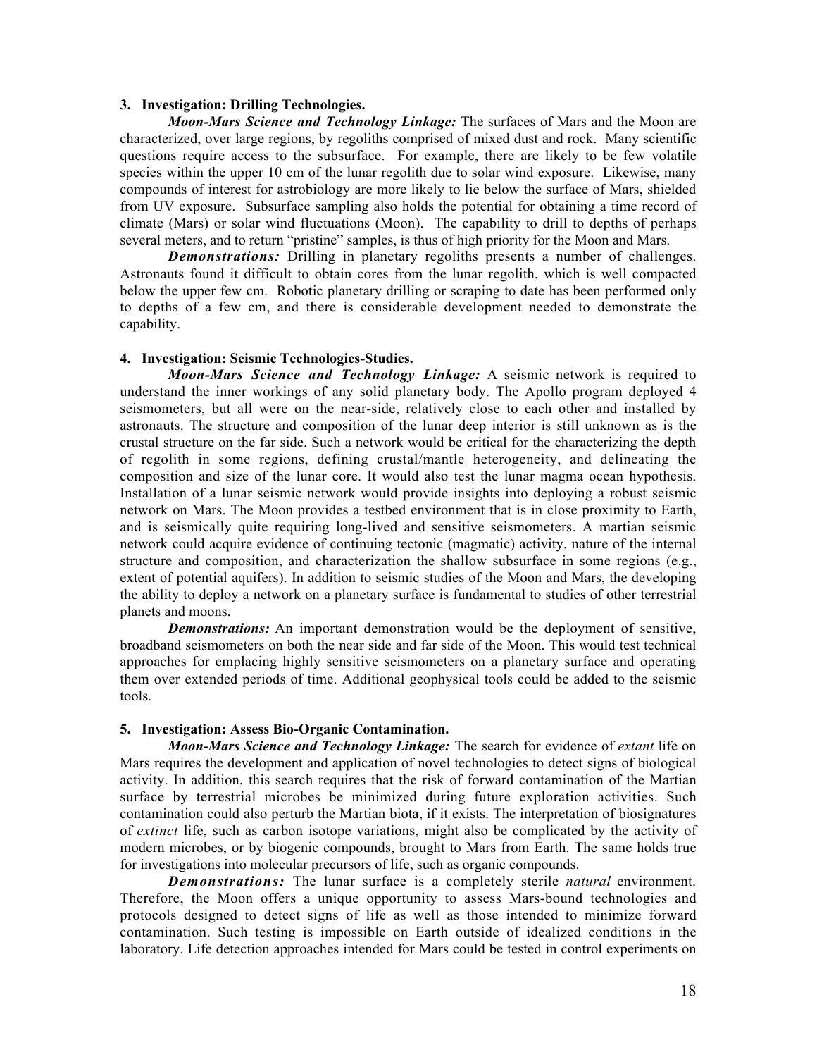**3. Investigation: Drilling Technologies.**

***Moon-Mars Science and Technology Linkage:*** The surfaces of Mars and the Moon are characterized, over large regions, by regoliths comprised of mixed dust and rock. Many scientific questions require access to the subsurface. For example, there are likely to be few volatile species within the upper 10 cm of the lunar regolith due to solar wind exposure. Likewise, many compounds of interest for astrobiology are more likely to lie below the surface of Mars, shielded from UV exposure. Subsurface sampling also holds the potential for obtaining a time record of climate (Mars) or solar wind fluctuations (Moon). The capability to drill to depths of perhaps several meters, and to return "pristine" samples, is thus of high priority for the Moon and Mars.

***Demonstrations:*** Drilling in planetary regoliths presents a number of challenges. Astronauts found it difficult to obtain cores from the lunar regolith, which is well compacted below the upper few cm. Robotic planetary drilling or scraping to date has been performed only to depths of a few cm, and there is considerable development needed to demonstrate the capability.

**4. Investigation: Seismic Technologies-Studies.**

***Moon-Mars Science and Technology Linkage:*** A seismic network is required to understand the inner workings of any solid planetary body. The Apollo program deployed 4 seismometers, but all were on the near-side, relatively close to each other and installed by astronauts. The structure and composition of the lunar deep interior is still unknown as is the crustal structure on the far side. Such a network would be critical for the characterizing the depth of regolith in some regions, defining crustal/mantle heterogeneity, and delineating the composition and size of the lunar core. It would also test the lunar magma ocean hypothesis. Installation of a lunar seismic network would provide insights into deploying a robust seismic network on Mars. The Moon provides a testbed environment that is in close proximity to Earth, and is seismically quite requiring long-lived and sensitive seismometers. A martian seismic network could acquire evidence of continuing tectonic (magmatic) activity, nature of the internal structure and composition, and characterization the shallow subsurface in some regions (e.g., extent of potential aquifers). In addition to seismic studies of the Moon and Mars, the developing the ability to deploy a network on a planetary surface is fundamental to studies of other terrestrial planets and moons.

***Demonstrations:*** An important demonstration would be the deployment of sensitive, broadband seismometers on both the near side and far side of the Moon. This would test technical approaches for emplacing highly sensitive seismometers on a planetary surface and operating them over extended periods of time. Additional geophysical tools could be added to the seismic tools.

**5. Investigation: Assess Bio-Organic Contamination.**

***Moon-Mars Science and Technology Linkage:*** The search for evidence of *extant* life on Mars requires the development and application of novel technologies to detect signs of biological activity. In addition, this search requires that the risk of forward contamination of the Martian surface by terrestrial microbes be minimized during future exploration activities. Such contamination could also perturb the Martian biota, if it exists. The interpretation of biosignatures of *extinct* life, such as carbon isotope variations, might also be complicated by the activity of modern microbes, or by biogenic compounds, brought to Mars from Earth. The same holds true for investigations into molecular precursors of life, such as organic compounds.

***Demonstrations:*** The lunar surface is a completely sterile *natural* environment. Therefore, the Moon offers a unique opportunity to assess Mars-bound technologies and protocols designed to detect signs of life as well as those intended to minimize forward contamination. Such testing is impossible on Earth outside of idealized conditions in the laboratory. Life detection approaches intended for Mars could be tested in control experiments on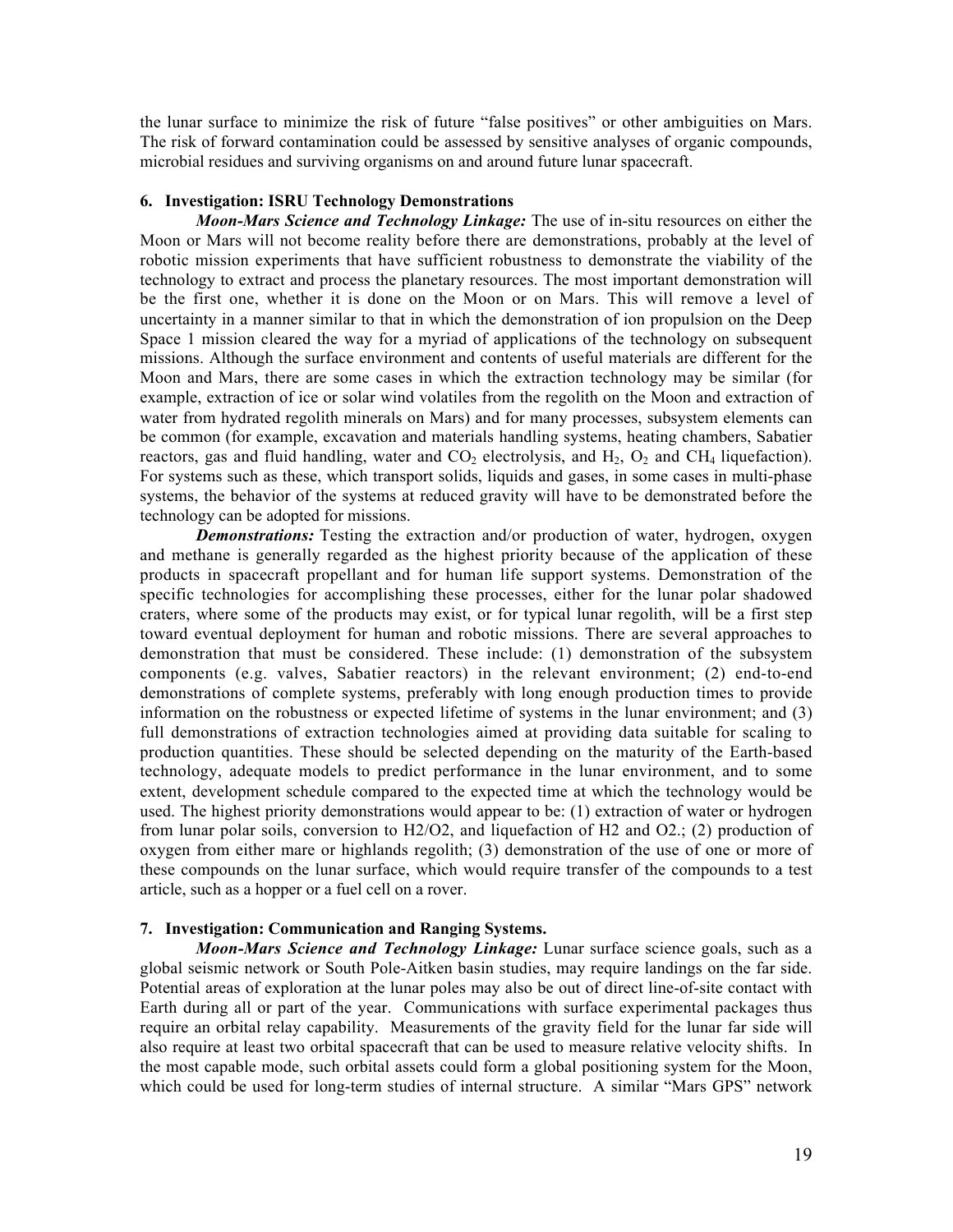the lunar surface to minimize the risk of future "false positives" or other ambiguities on Mars. The risk of forward contamination could be assessed by sensitive analyses of organic compounds, microbial residues and surviving organisms on and around future lunar spacecraft.

**6. Investigation: ISRU Technology Demonstrations**

***Moon-Mars Science and Technology Linkage:*** The use of in-situ resources on either the Moon or Mars will not become reality before there are demonstrations, probably at the level of robotic mission experiments that have sufficient robustness to demonstrate the viability of the technology to extract and process the planetary resources. The most important demonstration will be the first one, whether it is done on the Moon or on Mars. This will remove a level of uncertainty in a manner similar to that in which the demonstration of ion propulsion on the Deep Space 1 mission cleared the way for a myriad of applications of the technology on subsequent missions. Although the surface environment and contents of useful materials are different for the Moon and Mars, there are some cases in which the extraction technology may be similar (for example, extraction of ice or solar wind volatiles from the regolith on the Moon and extraction of water from hydrated regolith minerals on Mars) and for many processes, subsystem elements can be common (for example, excavation and materials handling systems, heating chambers, Sabatier reactors, gas and fluid handling, water and $CO_2$ electrolysis, and $H_2$, $O_2$ and $CH_4$ liquefaction). For systems such as these, which transport solids, liquids and gases, in some cases in multi-phase systems, the behavior of the systems at reduced gravity will have to be demonstrated before the technology can be adopted for missions.

***Demonstrations:*** Testing the extraction and/or production of water, hydrogen, oxygen and methane is generally regarded as the highest priority because of the application of these products in spacecraft propellant and for human life support systems. Demonstration of the specific technologies for accomplishing these processes, either for the lunar polar shadowed craters, where some of the products may exist, or for typical lunar regolith, will be a first step toward eventual deployment for human and robotic missions. There are several approaches to demonstration that must be considered. These include: (1) demonstration of the subsystem components (e.g. valves, Sabatier reactors) in the relevant environment; (2) end-to-end demonstrations of complete systems, preferably with long enough production times to provide information on the robustness or expected lifetime of systems in the lunar environment; and (3) full demonstrations of extraction technologies aimed at providing data suitable for scaling to production quantities. These should be selected depending on the maturity of the Earth-based technology, adequate models to predict performance in the lunar environment, and to some extent, development schedule compared to the expected time at which the technology would be used. The highest priority demonstrations would appear to be: (1) extraction of water or hydrogen from lunar polar soils, conversion to H2/O2, and liquefaction of H2 and O2.; (2) production of oxygen from either mare or highlands regolith; (3) demonstration of the use of one or more of these compounds on the lunar surface, which would require transfer of the compounds to a test article, such as a hopper or a fuel cell on a rover.

**7. Investigation: Communication and Ranging Systems.**

***Moon-Mars Science and Technology Linkage:*** Lunar surface science goals, such as a global seismic network or South Pole-Aitken basin studies, may require landings on the far side. Potential areas of exploration at the lunar poles may also be out of direct line-of-site contact with Earth during all or part of the year. Communications with surface experimental packages thus require an orbital relay capability. Measurements of the gravity field for the lunar far side will also require at least two orbital spacecraft that can be used to measure relative velocity shifts. In the most capable mode, such orbital assets could form a global positioning system for the Moon, which could be used for long-term studies of internal structure. A similar "Mars GPS" network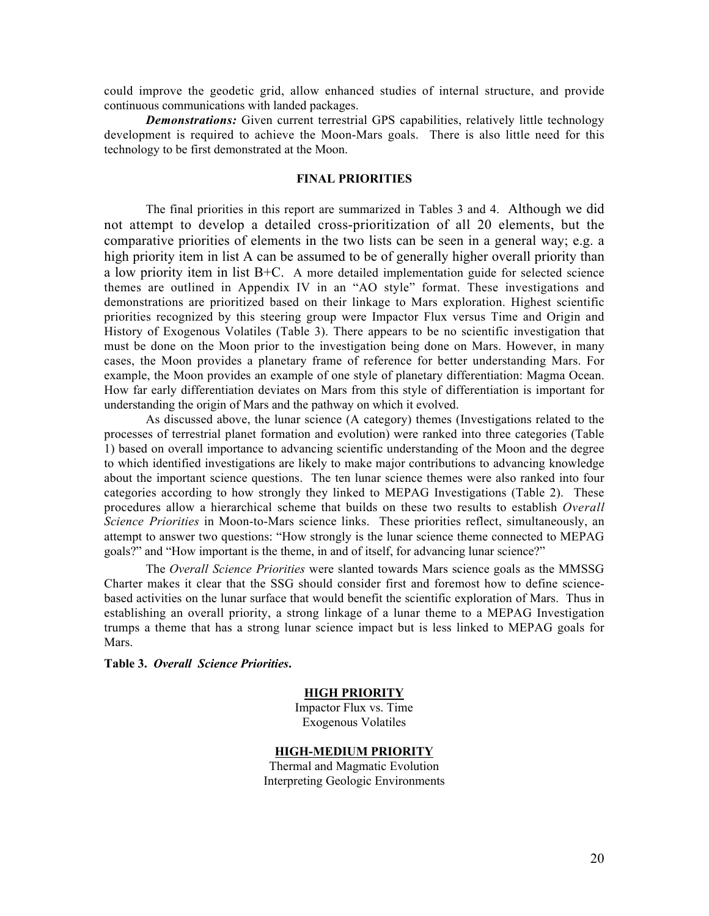could improve the geodetic grid, allow enhanced studies of internal structure, and provide continuous communications with landed packages.

***Demonstrations:*** Given current terrestrial GPS capabilities, relatively little technology development is required to achieve the Moon-Mars goals. There is also little need for this technology to be first demonstrated at the Moon.

## FINAL PRIORITIES

The final priorities in this report are summarized in Tables 3 and 4. Although we did not attempt to develop a detailed cross-prioritization of all 20 elements, but the comparative priorities of elements in the two lists can be seen in a general way; e.g. a high priority item in list A can be assumed to be of generally higher overall priority than a low priority item in list B+C. A more detailed implementation guide for selected science themes are outlined in Appendix IV in an "AO style" format. These investigations and demonstrations are prioritized based on their linkage to Mars exploration. Highest scientific priorities recognized by this steering group were Impactor Flux versus Time and Origin and History of Exogenous Volatiles (Table 3). There appears to be no scientific investigation that must be done on the Moon prior to the investigation being done on Mars. However, in many cases, the Moon provides a planetary frame of reference for better understanding Mars. For example, the Moon provides an example of one style of planetary differentiation: Magma Ocean. How far early differentiation deviates on Mars from this style of differentiation is important for understanding the origin of Mars and the pathway on which it evolved.

As discussed above, the lunar science (A category) themes (Investigations related to the processes of terrestrial planet formation and evolution) were ranked into three categories (Table 1) based on overall importance to advancing scientific understanding of the Moon and the degree to which identified investigations are likely to make major contributions to advancing knowledge about the important science questions. The ten lunar science themes were also ranked into four categories according to how strongly they linked to MEPAG Investigations (Table 2). These procedures allow a hierarchical scheme that builds on these two results to establish *Overall Science Priorities* in Moon-to-Mars science links. These priorities reflect, simultaneously, an attempt to answer two questions: "How strongly is the lunar science theme connected to MEPAG goals?" and "How important is the theme, in and of itself, for advancing lunar science?"

The *Overall Science Priorities* were slanted towards Mars science goals as the MMSSG Charter makes it clear that the SSG should consider first and foremost how to define science-based activities on the lunar surface that would benefit the scientific exploration of Mars. Thus in establishing an overall priority, a strong linkage of a lunar theme to a MEPAG Investigation trumps a theme that has a strong lunar science impact but is less linked to MEPAG goals for Mars.

**Table 3.** ***Overall Science Priorities*.**

**HIGH PRIORITY**

Impactor Flux vs. Time
Exogenous Volatiles

**HIGH-MEDIUM PRIORITY**

Thermal and Magmatic Evolution
Interpreting Geologic Environments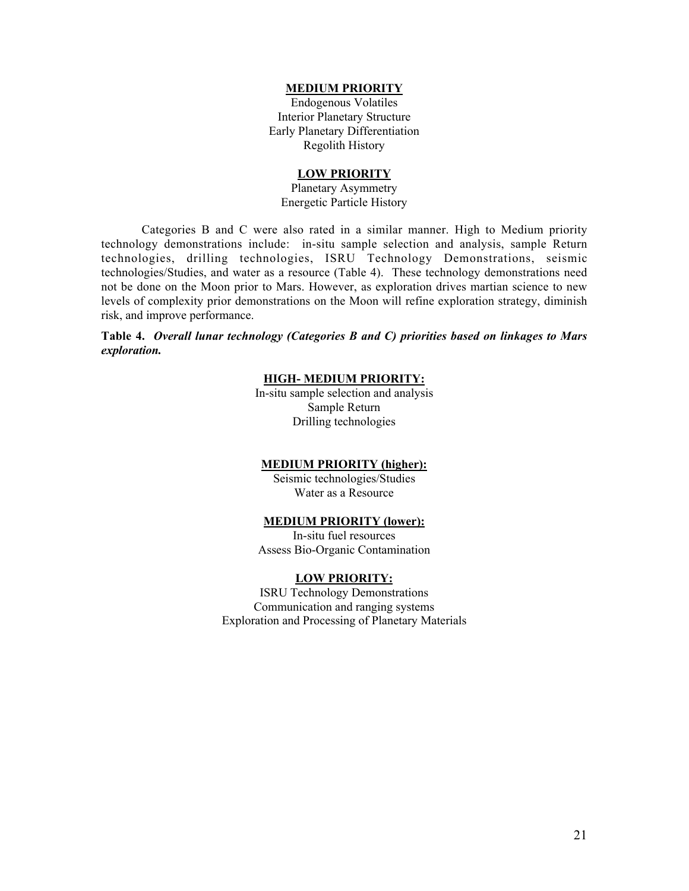**MEDIUM PRIORITY**

Endogenous Volatiles
Interior Planetary Structure
Early Planetary Differentiation
Regolith History

**LOW PRIORITY**

Planetary Asymmetry
Energetic Particle History

Categories B and C were also rated in a similar manner. High to Medium priority technology demonstrations include: in-situ sample selection and analysis, sample Return technologies, drilling technologies, ISRU Technology Demonstrations, seismic technologies/Studies, and water as a resource (Table 4). These technology demonstrations need not be done on the Moon prior to Mars. However, as exploration drives martian science to new levels of complexity prior demonstrations on the Moon will refine exploration strategy, diminish risk, and improve performance.

**Table 4.** ***Overall lunar technology (Categories B and C) priorities based on linkages to Mars exploration.***

**HIGH- MEDIUM PRIORITY:**

In-situ sample selection and analysis
Sample Return
Drilling technologies

**MEDIUM PRIORITY (higher):**

Seismic technologies/Studies
Water as a Resource

**MEDIUM PRIORITY (lower):**

In-situ fuel resources
Assess Bio-Organic Contamination

**LOW PRIORITY:**

ISRU Technology Demonstrations
Communication and ranging systems
Exploration and Processing of Planetary Materials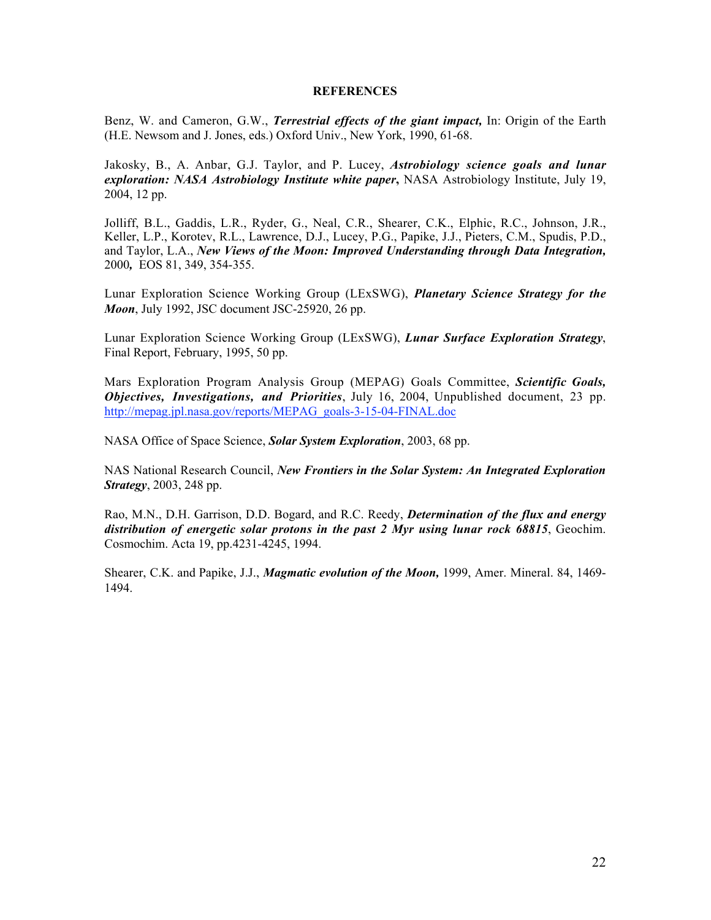## REFERENCES

Benz, W. and Cameron, G.W., ***Terrestrial effects of the giant impact,*** In: Origin of the Earth (H.E. Newsom and J. Jones, eds.) Oxford Univ., New York, 1990, 61-68.

Jakosky, B., A. Anbar, G.J. Taylor, and P. Lucey, ***Astrobiology science goals and lunar exploration: NASA Astrobiology Institute white paper*****,** NASA Astrobiology Institute, July 19, 2004, 12 pp.

Jolliff, B.L., Gaddis, L.R., Ryder, G., Neal, C.R., Shearer, C.K., Elphic, R.C., Johnson, J.R., Keller, L.P., Korotev, R.L., Lawrence, D.J., Lucey, P.G., Papike, J.J., Pieters, C.M., Spudis, P.D., and Taylor, L.A., ***New Views of the Moon: Improved Understanding through Data Integration,*** 2000***,*** EOS 81, 349, 354-355.

Lunar Exploration Science Working Group (LExSWG), ***Planetary Science Strategy for the Moon***, July 1992, JSC document JSC-25920, 26 pp.

Lunar Exploration Science Working Group (LExSWG), ***Lunar Surface Exploration Strategy***, Final Report, February, 1995, 50 pp.

Mars Exploration Program Analysis Group (MEPAG) Goals Committee, ***Scientific Goals, Objectives, Investigations, and Priorities***, July 16, 2004, Unpublished document, 23 pp. http://mepag.jpl.nasa.gov/reports/MEPAG_goals-3-15-04-FINAL.doc

NASA Office of Space Science, ***Solar System Exploration***, 2003, 68 pp.

NAS National Research Council, ***New Frontiers in the Solar System: An Integrated Exploration Strategy***, 2003, 248 pp.

Rao, M.N., D.H. Garrison, D.D. Bogard, and R.C. Reedy, ***Determination of the flux and energy distribution of energetic solar protons in the past 2 Myr using lunar rock 68815***, Geochim. Cosmochim. Acta 19, pp.4231-4245, 1994.

Shearer, C.K. and Papike, J.J., ***Magmatic evolution of the Moon,*** 1999, Amer. Mineral. 84, 1469-1494.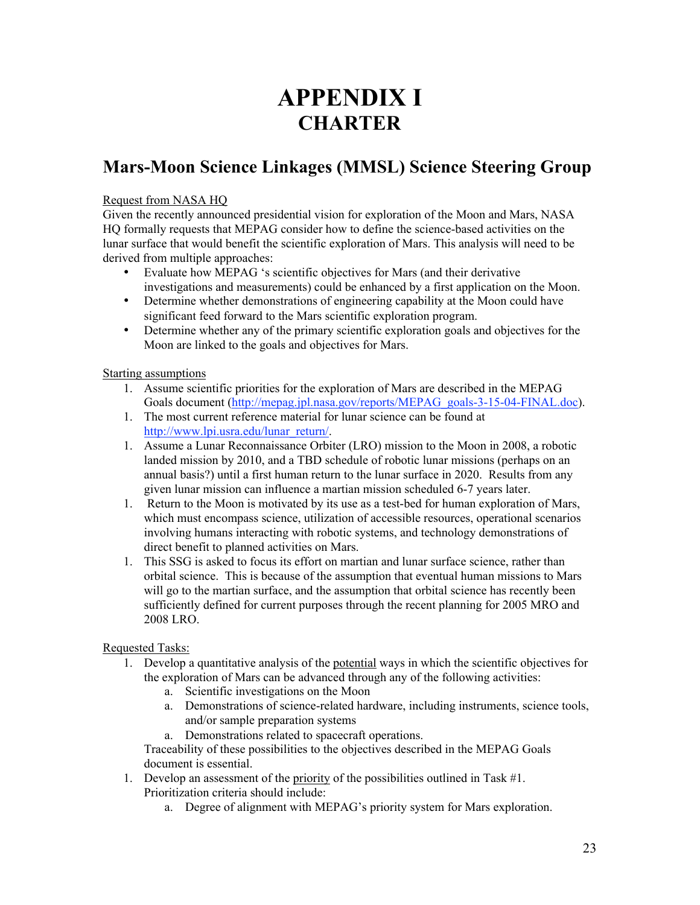# APPENDIX I
## CHARTER

## Mars-Moon Science Linkages (MMSL) Science Steering Group

Request from NASA HQ

Given the recently announced presidential vision for exploration of the Moon and Mars, NASA HQ formally requests that MEPAG consider how to define the science-based activities on the lunar surface that would benefit the scientific exploration of Mars. This analysis will need to be derived from multiple approaches:

- Evaluate how MEPAG 's scientific objectives for Mars (and their derivative investigations and measurements) could be enhanced by a first application on the Moon.
- Determine whether demonstrations of engineering capability at the Moon could have significant feed forward to the Mars scientific exploration program.
- Determine whether any of the primary scientific exploration goals and objectives for the Moon are linked to the goals and objectives for Mars.

Starting assumptions

1. Assume scientific priorities for the exploration of Mars are described in the MEPAG Goals document (http://mepag.jpl.nasa.gov/reports/MEPAG_goals-3-15-04-FINAL.doc).
1. The most current reference material for lunar science can be found at http://www.lpi.usra.edu/lunar_return/.
1. Assume a Lunar Reconnaissance Orbiter (LRO) mission to the Moon in 2008, a robotic landed mission by 2010, and a TBD schedule of robotic lunar missions (perhaps on an annual basis?) until a first human return to the lunar surface in 2020. Results from any given lunar mission can influence a martian mission scheduled 6-7 years later.
1. Return to the Moon is motivated by its use as a test-bed for human exploration of Mars, which must encompass science, utilization of accessible resources, operational scenarios involving humans interacting with robotic systems, and technology demonstrations of direct benefit to planned activities on Mars.
1. This SSG is asked to focus its effort on martian and lunar surface science, rather than orbital science. This is because of the assumption that eventual human missions to Mars will go to the martian surface, and the assumption that orbital science has recently been sufficiently defined for current purposes through the recent planning for 2005 MRO and 2008 LRO.

Requested Tasks:

1. Develop a quantitative analysis of the potential ways in which the scientific objectives for the exploration of Mars can be advanced through any of the following activities:
   a. Scientific investigations on the Moon
   a. Demonstrations of science-related hardware, including instruments, science tools, and/or sample preparation systems
   a. Demonstrations related to spacecraft operations.

   Traceability of these possibilities to the objectives described in the MEPAG Goals document is essential.
1. Develop an assessment of the priority of the possibilities outlined in Task #1. Prioritization criteria should include:
   a. Degree of alignment with MEPAG's priority system for Mars exploration.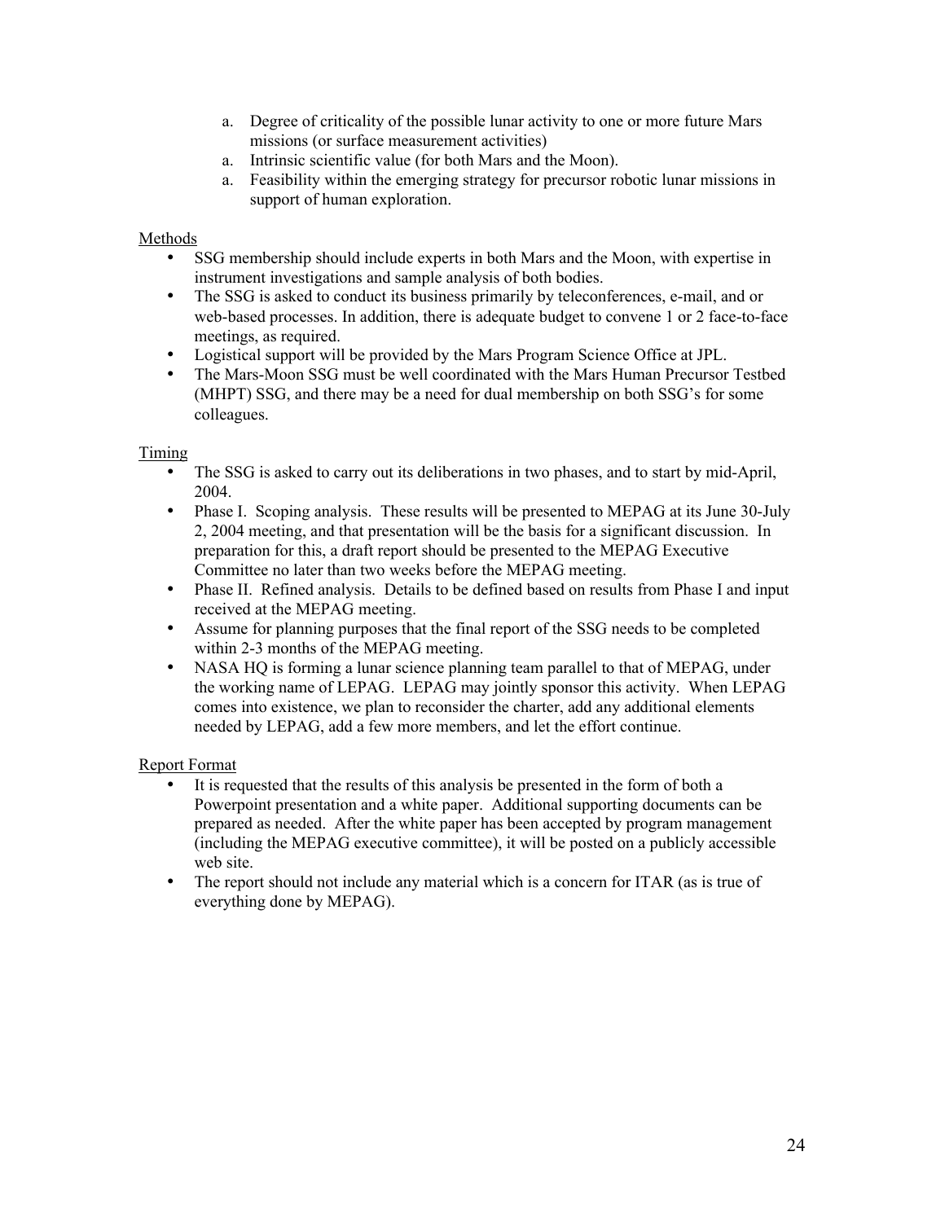a. Degree of criticality of the possible lunar activity to one or more future Mars missions (or surface measurement activities)
a. Intrinsic scientific value (for both Mars and the Moon).
a. Feasibility within the emerging strategy for precursor robotic lunar missions in support of human exploration.

<u>Methods</u>

- SSG membership should include experts in both Mars and the Moon, with expertise in instrument investigations and sample analysis of both bodies.
- The SSG is asked to conduct its business primarily by teleconferences, e-mail, and or web-based processes. In addition, there is adequate budget to convene 1 or 2 face-to-face meetings, as required.
- Logistical support will be provided by the Mars Program Science Office at JPL.
- The Mars-Moon SSG must be well coordinated with the Mars Human Precursor Testbed (MHPT) SSG, and there may be a need for dual membership on both SSG's for some colleagues.

<u>Timing</u>

- The SSG is asked to carry out its deliberations in two phases, and to start by mid-April, 2004.
- Phase I. Scoping analysis. These results will be presented to MEPAG at its June 30-July 2, 2004 meeting, and that presentation will be the basis for a significant discussion. In preparation for this, a draft report should be presented to the MEPAG Executive Committee no later than two weeks before the MEPAG meeting.
- Phase II. Refined analysis. Details to be defined based on results from Phase I and input received at the MEPAG meeting.
- Assume for planning purposes that the final report of the SSG needs to be completed within 2-3 months of the MEPAG meeting.
- NASA HQ is forming a lunar science planning team parallel to that of MEPAG, under the working name of LEPAG. LEPAG may jointly sponsor this activity. When LEPAG comes into existence, we plan to reconsider the charter, add any additional elements needed by LEPAG, add a few more members, and let the effort continue.

<u>Report Format</u>

- It is requested that the results of this analysis be presented in the form of both a Powerpoint presentation and a white paper. Additional supporting documents can be prepared as needed. After the white paper has been accepted by program management (including the MEPAG executive committee), it will be posted on a publicly accessible web site.
- The report should not include any material which is a concern for ITAR (as is true of everything done by MEPAG).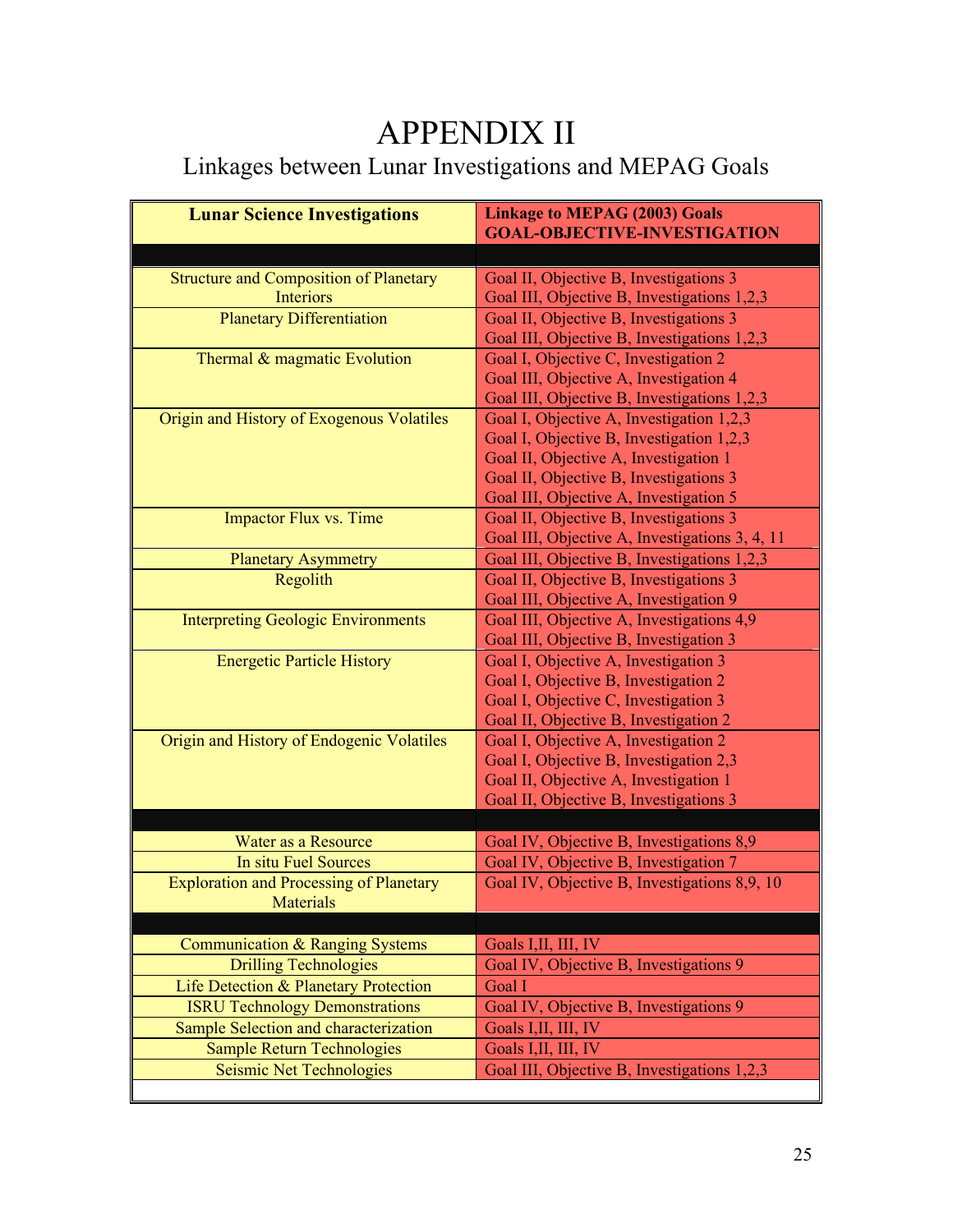# APPENDIX II

## Linkages between Lunar Investigations and MEPAG Goals

| Lunar Science Investigations | Linkage to MEPAG (2003) Goals GOAL-OBJECTIVE-INVESTIGATION |
|---|---|
| | |
| Structure and Composition of Planetary Interiors | Goal II, Objective B, Investigations 3<br>Goal III, Objective B, Investigations 1,2,3 |
| Planetary Differentiation | Goal II, Objective B, Investigations 3<br>Goal III, Objective B, Investigations 1,2,3 |
| Thermal & magmatic Evolution | Goal I, Objective C, Investigation 2<br>Goal III, Objective A, Investigation 4<br>Goal III, Objective B, Investigations 1,2,3 |
| Origin and History of Exogenous Volatiles | Goal I, Objective A, Investigation 1,2,3<br>Goal I, Objective B, Investigation 1,2,3<br>Goal II, Objective A, Investigation 1<br>Goal II, Objective B, Investigations 3<br>Goal III, Objective A, Investigation 5 |
| Impactor Flux vs. Time | Goal II, Objective B, Investigations 3<br>Goal III, Objective A, Investigations 3, 4, 11 |
| Planetary Asymmetry | Goal III, Objective B, Investigations 1,2,3 |
| Regolith | Goal II, Objective B, Investigations 3<br>Goal III, Objective A, Investigation 9 |
| Interpreting Geologic Environments | Goal III, Objective A, Investigations 4,9<br>Goal III, Objective B, Investigation 3 |
| Energetic Particle History | Goal I, Objective A, Investigation 3<br>Goal I, Objective B, Investigation 2<br>Goal I, Objective C, Investigation 3<br>Goal II, Objective B, Investigation 2 |
| Origin and History of Endogenic Volatiles | Goal I, Objective A, Investigation 2<br>Goal I, Objective B, Investigation 2,3<br>Goal II, Objective A, Investigation 1<br>Goal II, Objective B, Investigations 3 |
| | |
| Water as a Resource | Goal IV, Objective B, Investigations 8,9 |
| In situ Fuel Sources | Goal IV, Objective B, Investigation 7 |
| Exploration and Processing of Planetary Materials | Goal IV, Objective B, Investigations 8,9, 10 |
| | |
| Communication & Ranging Systems | Goals I,II, III, IV |
| Drilling Technologies | Goal IV, Objective B, Investigations 9 |
| Life Detection & Planetary Protection | Goal I |
| ISRU Technology Demonstrations | Goal IV, Objective B, Investigations 9 |
| Sample Selection and characterization | Goals I,II, III, IV |
| Sample Return Technologies | Goals I,II, III, IV |
| Seismic Net Technologies | Goal III, Objective B, Investigations 1,2,3 |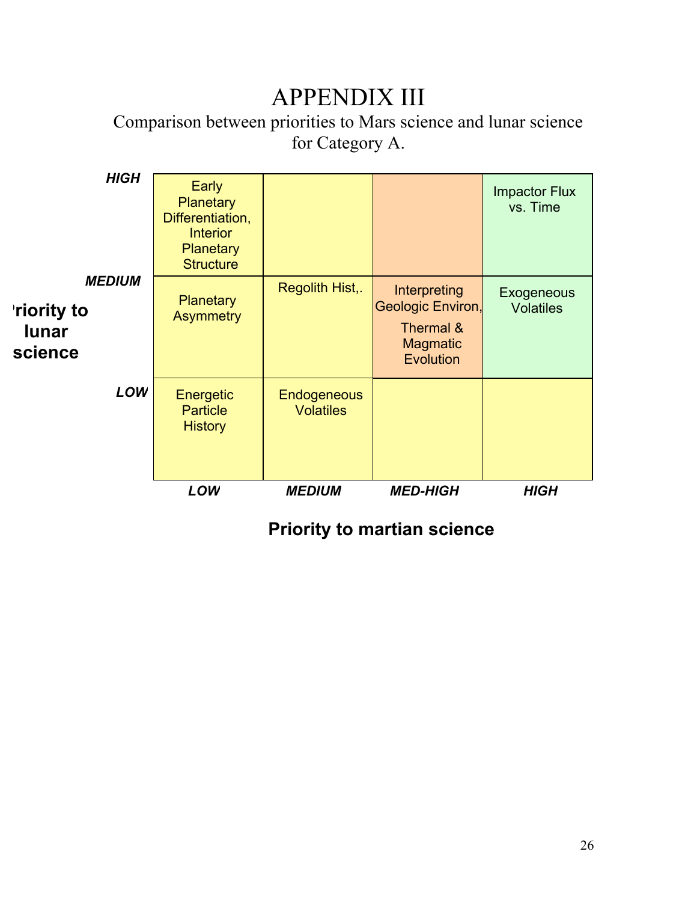# APPENDIX III

Comparison between priorities to Mars science and lunar science for Category A.

| Priority to lunar science \ Priority to martian science | LOW | MEDIUM | MED-HIGH | HIGH |
|---|---|---|---|---|
| HIGH | Early Planetary Differentiation, Interior Planetary Structure | | | Impactor Flux vs. Time |
| MEDIUM | Planetary Asymmetry | Regolith Hist,. | Interpreting Geologic Environ, Thermal & Magmatic Evolution | Exogeneous Volatiles |
| LOW | Energetic Particle History | Endogeneous Volatiles | | |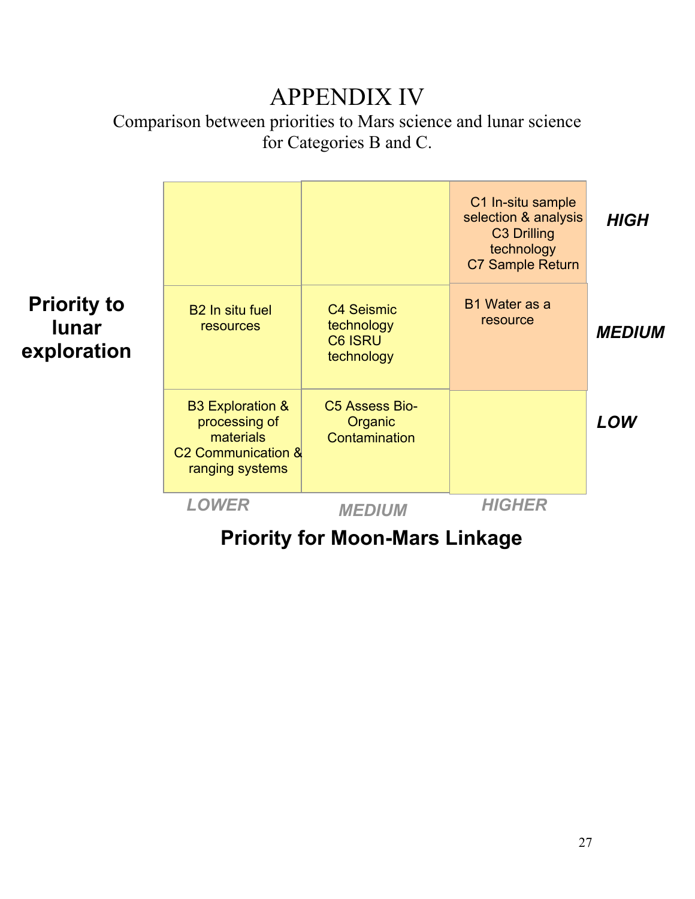# APPENDIX IV

Comparison between priorities to Mars science and lunar science for Categories B and C.

| Priority to lunar exploration | LOWER | MEDIUM | HIGHER |
|---|---|---|---|
| **HIGH** | | | C1 In-situ sample selection & analysis<br>C3 Drilling technology<br>C7 Sample Return |
| **MEDIUM** | B2 In situ fuel resources | C4 Seismic technology<br>C6 ISRU technology | B1 Water as a resource |
| **LOW** | B3 Exploration & processing of materials<br>C2 Communication & ranging systems | C5 Assess Bio-Organic Contamination | |

**Priority for Moon-Mars Linkage**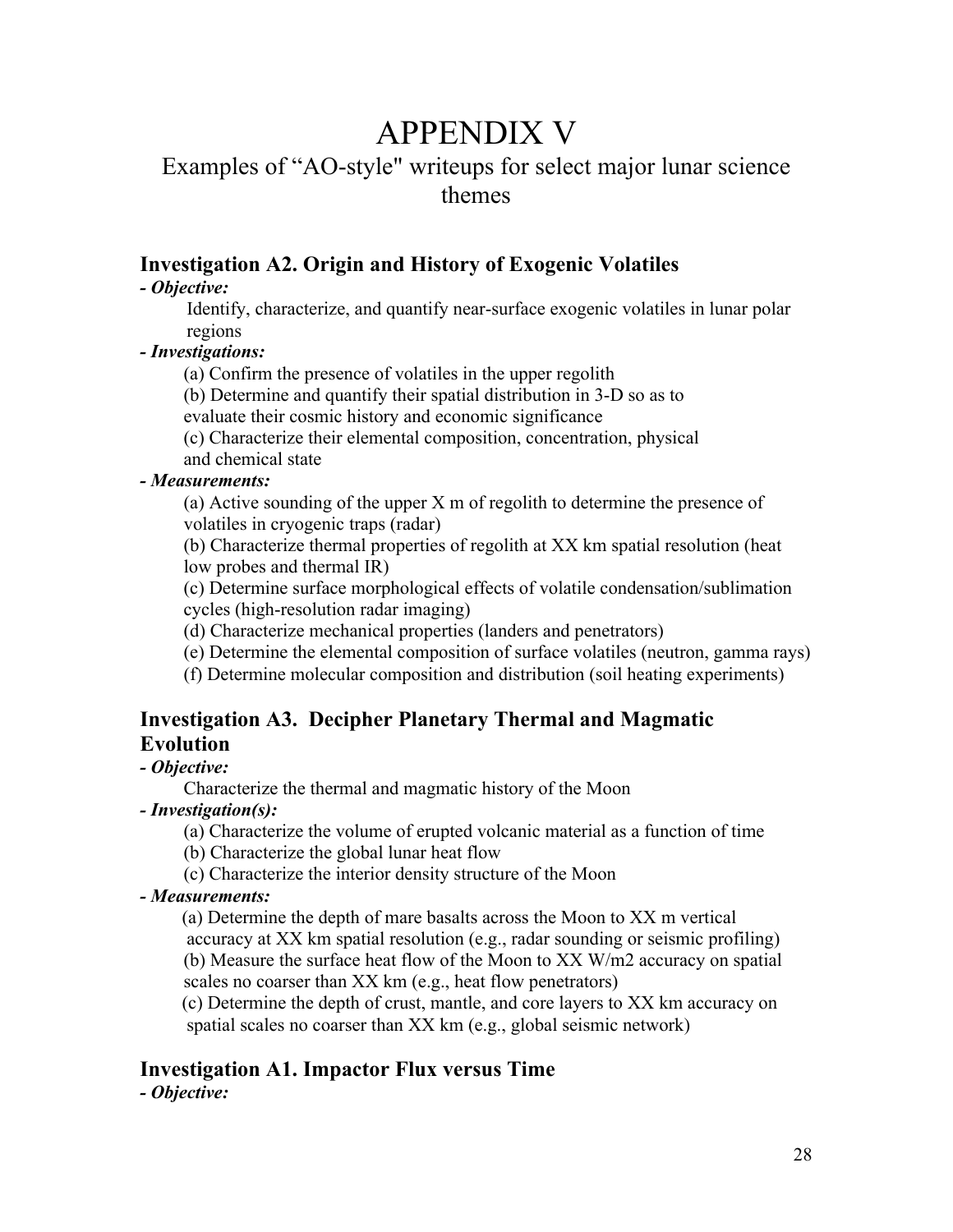# APPENDIX V

## Examples of "AO-style" writeups for select major lunar science themes

### Investigation A2. Origin and History of Exogenic Volatiles

***- Objective:***

Identify, characterize, and quantify near-surface exogenic volatiles in lunar polar regions

***- Investigations:***

(a) Confirm the presence of volatiles in the upper regolith

(b) Determine and quantify their spatial distribution in 3-D so as to evaluate their cosmic history and economic significance

(c) Characterize their elemental composition, concentration, physical and chemical state

***- Measurements:***

(a) Active sounding of the upper X m of regolith to determine the presence of volatiles in cryogenic traps (radar)

(b) Characterize thermal properties of regolith at XX km spatial resolution (heat low probes and thermal IR)

(c) Determine surface morphological effects of volatile condensation/sublimation cycles (high-resolution radar imaging)

(d) Characterize mechanical properties (landers and penetrators)

(e) Determine the elemental composition of surface volatiles (neutron, gamma rays)

(f) Determine molecular composition and distribution (soil heating experiments)

### Investigation A3. Decipher Planetary Thermal and Magmatic Evolution

***- Objective:***

Characterize the thermal and magmatic history of the Moon

***- Investigation(s):***

(a) Characterize the volume of erupted volcanic material as a function of time

(b) Characterize the global lunar heat flow

(c) Characterize the interior density structure of the Moon

***- Measurements:***

(a) Determine the depth of mare basalts across the Moon to XX m vertical accuracy at XX km spatial resolution (e.g., radar sounding or seismic profiling)

(b) Measure the surface heat flow of the Moon to XX W/m2 accuracy on spatial scales no coarser than XX km (e.g., heat flow penetrators)

(c) Determine the depth of crust, mantle, and core layers to XX km accuracy on spatial scales no coarser than XX km (e.g., global seismic network)

### Investigation A1. Impactor Flux versus Time

***- Objective:***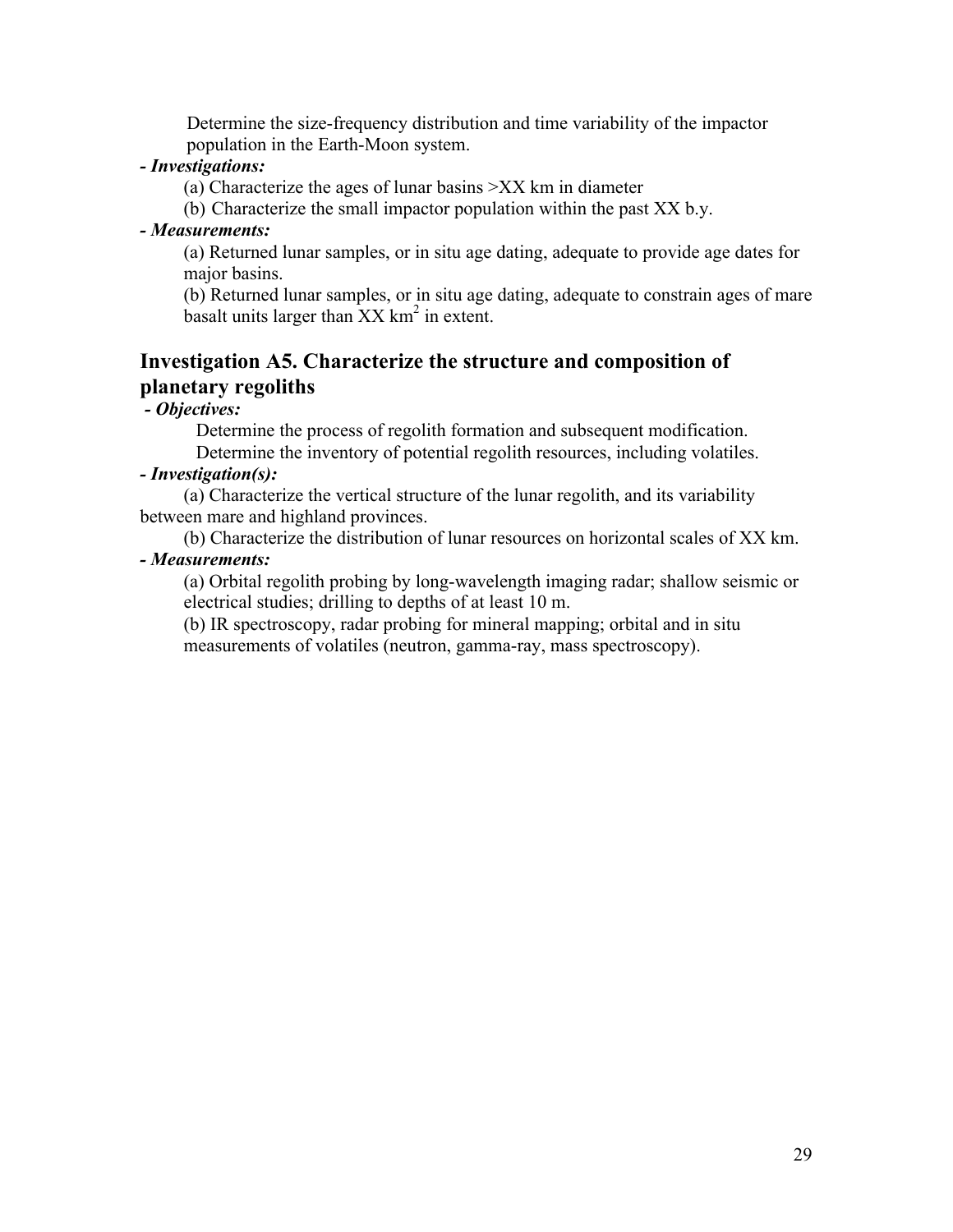Determine the size-frequency distribution and time variability of the impactor population in the Earth-Moon system.

***- Investigations:***

(a) Characterize the ages of lunar basins >XX km in diameter

(b) Characterize the small impactor population within the past XX b.y.

***- Measurements:***

(a) Returned lunar samples, or in situ age dating, adequate to provide age dates for major basins.

(b) Returned lunar samples, or in situ age dating, adequate to constrain ages of mare basalt units larger than XX $km^2$ in extent.

## Investigation A5. Characterize the structure and composition of planetary regoliths

***- Objectives:***

Determine the process of regolith formation and subsequent modification.

Determine the inventory of potential regolith resources, including volatiles.

***- Investigation(s):***

(a) Characterize the vertical structure of the lunar regolith, and its variability between mare and highland provinces.

(b) Characterize the distribution of lunar resources on horizontal scales of XX km.

***- Measurements:***

(a) Orbital regolith probing by long-wavelength imaging radar; shallow seismic or electrical studies; drilling to depths of at least 10 m.

(b) IR spectroscopy, radar probing for mineral mapping; orbital and in situ measurements of volatiles (neutron, gamma-ray, mass spectroscopy).